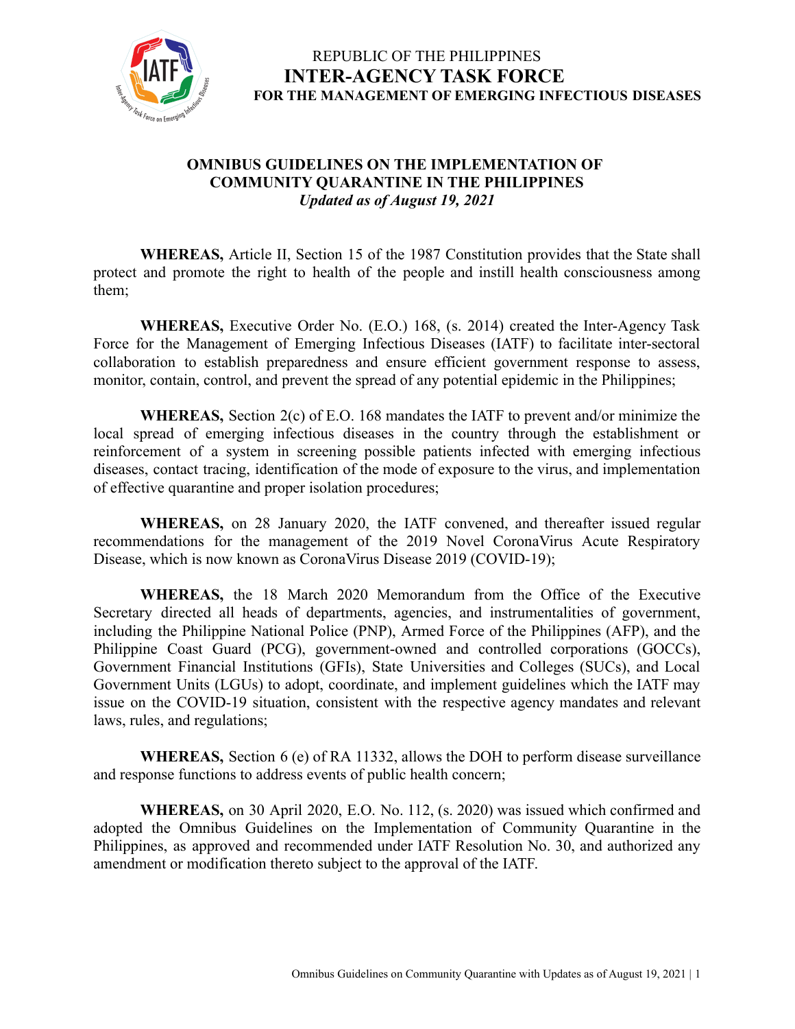REPUBLIC OF THE PHILIPPINES

**INTER-AGENCY TASK FORCE**

**FOR THE MANAGEMENT OF EMERGING INFECTIOUS DISEASES**

# OMNIBUS GUIDELINES ON THE IMPLEMENTATION OF COMMUNITY QUARANTINE IN THE PHILIPPINES

***Updated as of August 19, 2021***

**WHEREAS,** Article II, Section 15 of the 1987 Constitution provides that the State shall protect and promote the right to health of the people and instill health consciousness among them;

**WHEREAS,** Executive Order No. (E.O.) 168, (s. 2014) created the Inter-Agency Task Force for the Management of Emerging Infectious Diseases (IATF) to facilitate inter-sectoral collaboration to establish preparedness and ensure efficient government response to assess, monitor, contain, control, and prevent the spread of any potential epidemic in the Philippines;

**WHEREAS,** Section 2(c) of E.O. 168 mandates the IATF to prevent and/or minimize the local spread of emerging infectious diseases in the country through the establishment or reinforcement of a system in screening possible patients infected with emerging infectious diseases, contact tracing, identification of the mode of exposure to the virus, and implementation of effective quarantine and proper isolation procedures;

**WHEREAS,** on 28 January 2020, the IATF convened, and thereafter issued regular recommendations for the management of the 2019 Novel CoronaVirus Acute Respiratory Disease, which is now known as CoronaVirus Disease 2019 (COVID-19);

**WHEREAS,** the 18 March 2020 Memorandum from the Office of the Executive Secretary directed all heads of departments, agencies, and instrumentalities of government, including the Philippine National Police (PNP), Armed Force of the Philippines (AFP), and the Philippine Coast Guard (PCG), government-owned and controlled corporations (GOCCs), Government Financial Institutions (GFIs), State Universities and Colleges (SUCs), and Local Government Units (LGUs) to adopt, coordinate, and implement guidelines which the IATF may issue on the COVID-19 situation, consistent with the respective agency mandates and relevant laws, rules, and regulations;

**WHEREAS,** Section 6 (e) of RA 11332, allows the DOH to perform disease surveillance and response functions to address events of public health concern;

**WHEREAS,** on 30 April 2020, E.O. No. 112, (s. 2020) was issued which confirmed and adopted the Omnibus Guidelines on the Implementation of Community Quarantine in the Philippines, as approved and recommended under IATF Resolution No. 30, and authorized any amendment or modification thereto subject to the approval of the IATF.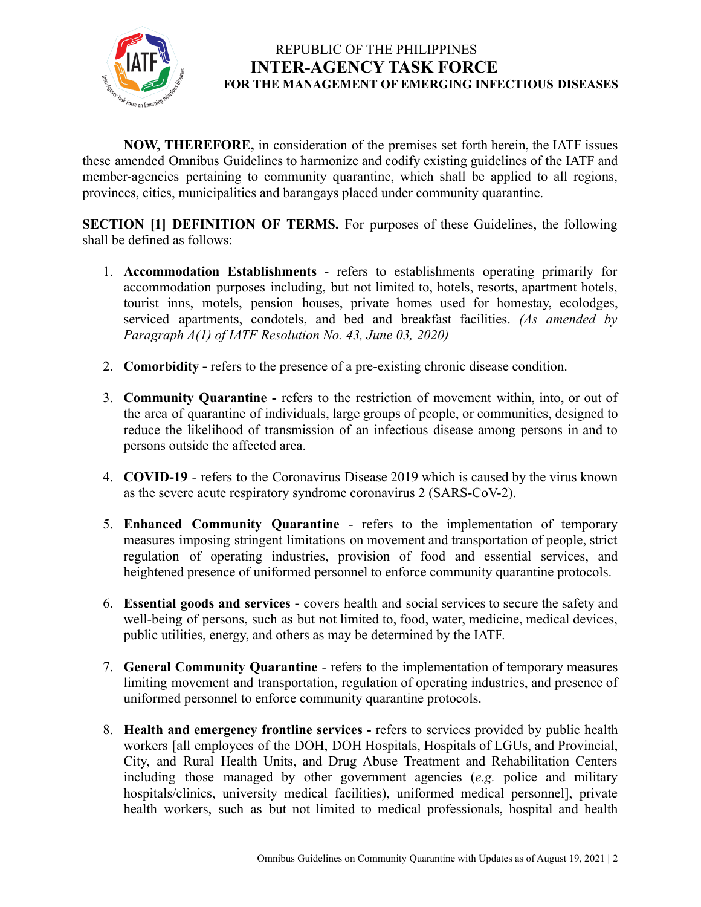**NOW, THEREFORE,** in consideration of the premises set forth herein, the IATF issues these amended Omnibus Guidelines to harmonize and codify existing guidelines of the IATF and member-agencies pertaining to community quarantine, which shall be applied to all regions, provinces, cities, municipalities and barangays placed under community quarantine.

**SECTION [1] DEFINITION OF TERMS.** For purposes of these Guidelines, the following shall be defined as follows:

1. **Accommodation Establishments** - refers to establishments operating primarily for accommodation purposes including, but not limited to, hotels, resorts, apartment hotels, tourist inns, motels, pension houses, private homes used for homestay, ecolodges, serviced apartments, condotels, and bed and breakfast facilities. *(As amended by Paragraph A(1) of IATF Resolution No. 43, June 03, 2020)*

2. **Comorbidity -** refers to the presence of a pre-existing chronic disease condition.

3. **Community Quarantine -** refers to the restriction of movement within, into, or out of the area of quarantine of individuals, large groups of people, or communities, designed to reduce the likelihood of transmission of an infectious disease among persons in and to persons outside the affected area.

4. **COVID-19** - refers to the Coronavirus Disease 2019 which is caused by the virus known as the severe acute respiratory syndrome coronavirus 2 (SARS-CoV-2).

5. **Enhanced Community Quarantine** - refers to the implementation of temporary measures imposing stringent limitations on movement and transportation of people, strict regulation of operating industries, provision of food and essential services, and heightened presence of uniformed personnel to enforce community quarantine protocols.

6. **Essential goods and services -** covers health and social services to secure the safety and well-being of persons, such as but not limited to, food, water, medicine, medical devices, public utilities, energy, and others as may be determined by the IATF.

7. **General Community Quarantine** - refers to the implementation of temporary measures limiting movement and transportation, regulation of operating industries, and presence of uniformed personnel to enforce community quarantine protocols.

8. **Health and emergency frontline services -** refers to services provided by public health workers [all employees of the DOH, DOH Hospitals, Hospitals of LGUs, and Provincial, City, and Rural Health Units, and Drug Abuse Treatment and Rehabilitation Centers including those managed by other government agencies (*e.g.* police and military hospitals/clinics, university medical facilities), uniformed medical personnel], private health workers, such as but not limited to medical professionals, hospital and health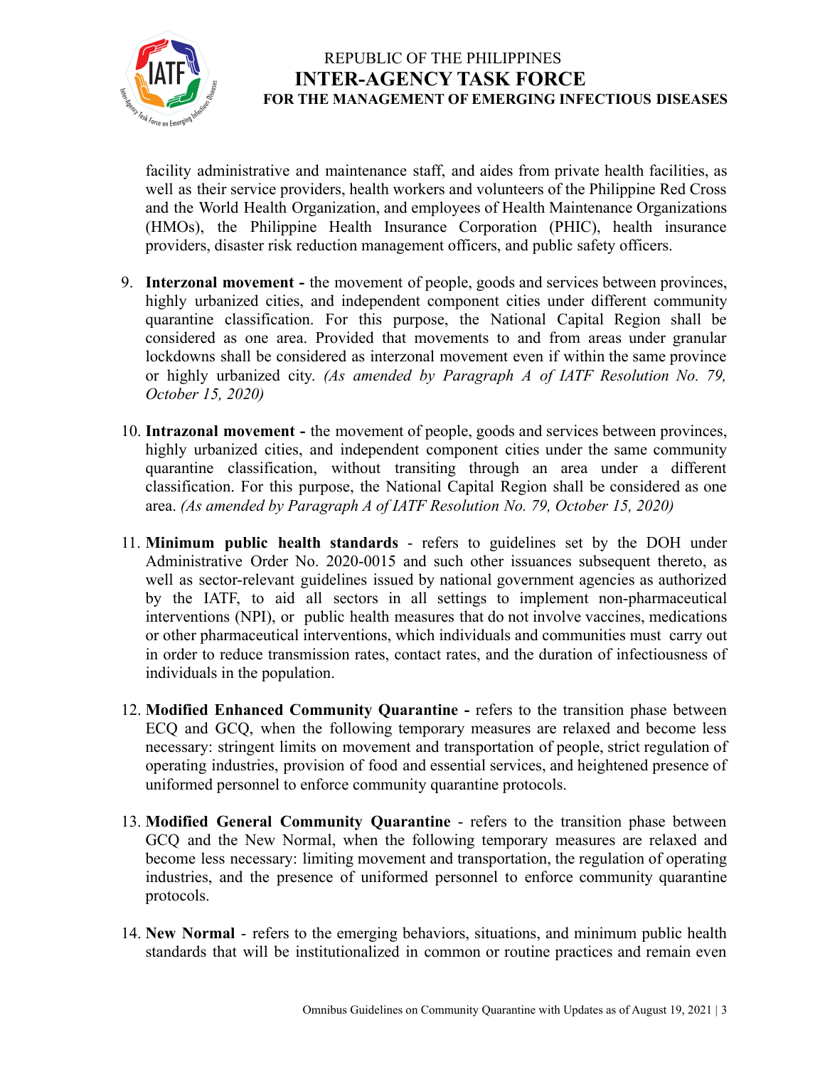facility administrative and maintenance staff, and aides from private health facilities, as well as their service providers, health workers and volunteers of the Philippine Red Cross and the World Health Organization, and employees of Health Maintenance Organizations (HMOs), the Philippine Health Insurance Corporation (PHIC), health insurance providers, disaster risk reduction management officers, and public safety officers.

9. **Interzonal movement -** the movement of people, goods and services between provinces, highly urbanized cities, and independent component cities under different community quarantine classification. For this purpose, the National Capital Region shall be considered as one area. Provided that movements to and from areas under granular lockdowns shall be considered as interzonal movement even if within the same province or highly urbanized city. *(As amended by Paragraph A of IATF Resolution No. 79, October 15, 2020)*

10. **Intrazonal movement -** the movement of people, goods and services between provinces, highly urbanized cities, and independent component cities under the same community quarantine classification, without transiting through an area under a different classification. For this purpose, the National Capital Region shall be considered as one area. *(As amended by Paragraph A of IATF Resolution No. 79, October 15, 2020)*

11. **Minimum public health standards** - refers to guidelines set by the DOH under Administrative Order No. 2020-0015 and such other issuances subsequent thereto, as well as sector-relevant guidelines issued by national government agencies as authorized by the IATF, to aid all sectors in all settings to implement non-pharmaceutical interventions (NPI), or public health measures that do not involve vaccines, medications or other pharmaceutical interventions, which individuals and communities must carry out in order to reduce transmission rates, contact rates, and the duration of infectiousness of individuals in the population.

12. **Modified Enhanced Community Quarantine -** refers to the transition phase between ECQ and GCQ, when the following temporary measures are relaxed and become less necessary: stringent limits on movement and transportation of people, strict regulation of operating industries, provision of food and essential services, and heightened presence of uniformed personnel to enforce community quarantine protocols.

13. **Modified General Community Quarantine** - refers to the transition phase between GCQ and the New Normal, when the following temporary measures are relaxed and become less necessary: limiting movement and transportation, the regulation of operating industries, and the presence of uniformed personnel to enforce community quarantine protocols.

14. **New Normal** - refers to the emerging behaviors, situations, and minimum public health standards that will be institutionalized in common or routine practices and remain even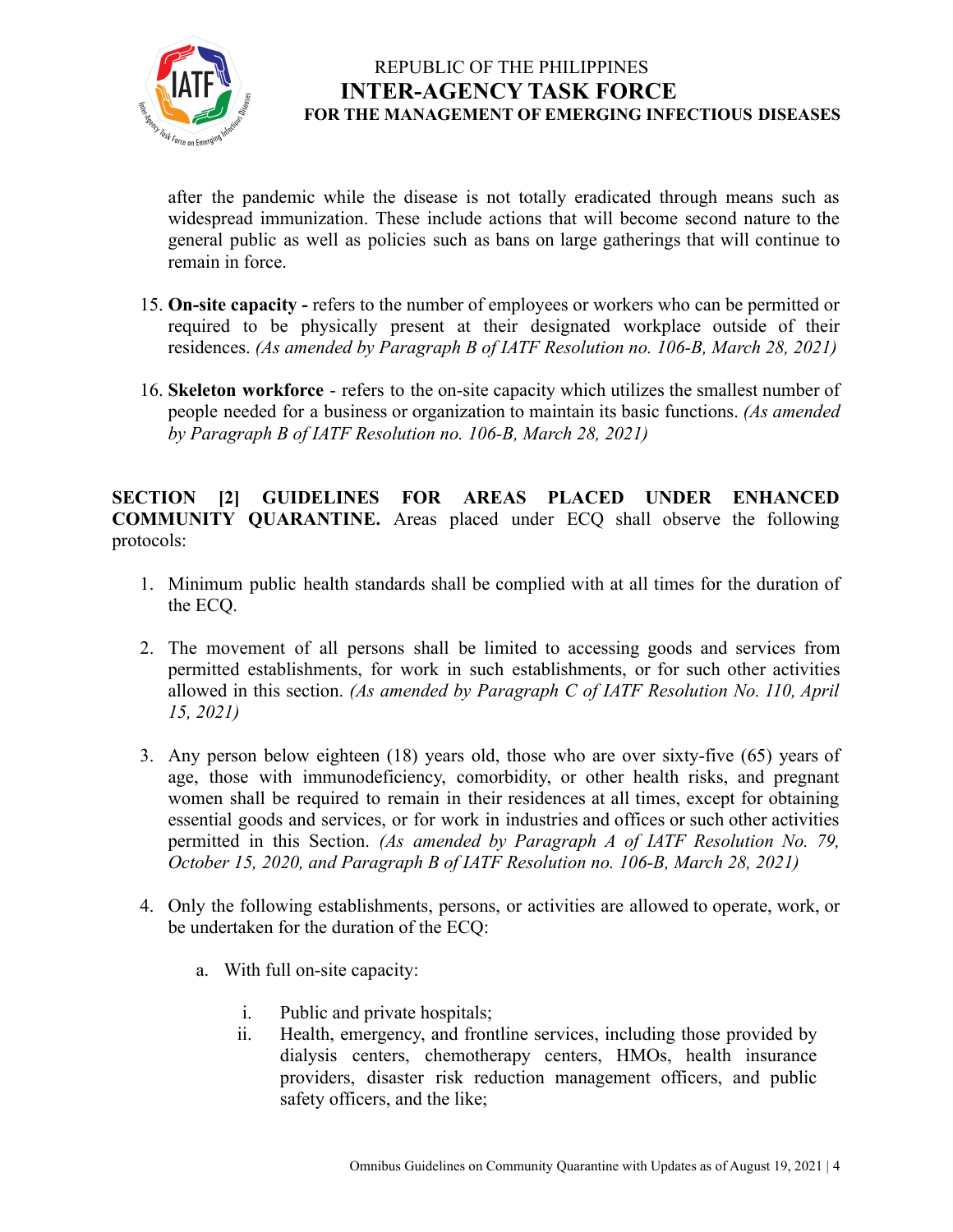after the pandemic while the disease is not totally eradicated through means such as widespread immunization. These include actions that will become second nature to the general public as well as policies such as bans on large gatherings that will continue to remain in force.

15. **On-site capacity -** refers to the number of employees or workers who can be permitted or required to be physically present at their designated workplace outside of their residences. *(As amended by Paragraph B of IATF Resolution no. 106-B, March 28, 2021)*

16. **Skeleton workforce** - refers to the on-site capacity which utilizes the smallest number of people needed for a business or organization to maintain its basic functions. *(As amended by Paragraph B of IATF Resolution no. 106-B, March 28, 2021)*

**SECTION [2] GUIDELINES FOR AREAS PLACED UNDER ENHANCED COMMUNITY QUARANTINE.** Areas placed under ECQ shall observe the following protocols:

1. Minimum public health standards shall be complied with at all times for the duration of the ECQ.

2. The movement of all persons shall be limited to accessing goods and services from permitted establishments, for work in such establishments, or for such other activities allowed in this section. *(As amended by Paragraph C of IATF Resolution No. 110, April 15, 2021)*

3. Any person below eighteen (18) years old, those who are over sixty-five (65) years of age, those with immunodeficiency, comorbidity, or other health risks, and pregnant women shall be required to remain in their residences at all times, except for obtaining essential goods and services, or for work in industries and offices or such other activities permitted in this Section. *(As amended by Paragraph A of IATF Resolution No. 79, October 15, 2020, and Paragraph B of IATF Resolution no. 106-B, March 28, 2021)*

4. Only the following establishments, persons, or activities are allowed to operate, work, or be undertaken for the duration of the ECQ:

    a. With full on-site capacity:

        i. Public and private hospitals;
        ii. Health, emergency, and frontline services, including those provided by dialysis centers, chemotherapy centers, HMOs, health insurance providers, disaster risk reduction management officers, and public safety officers, and the like;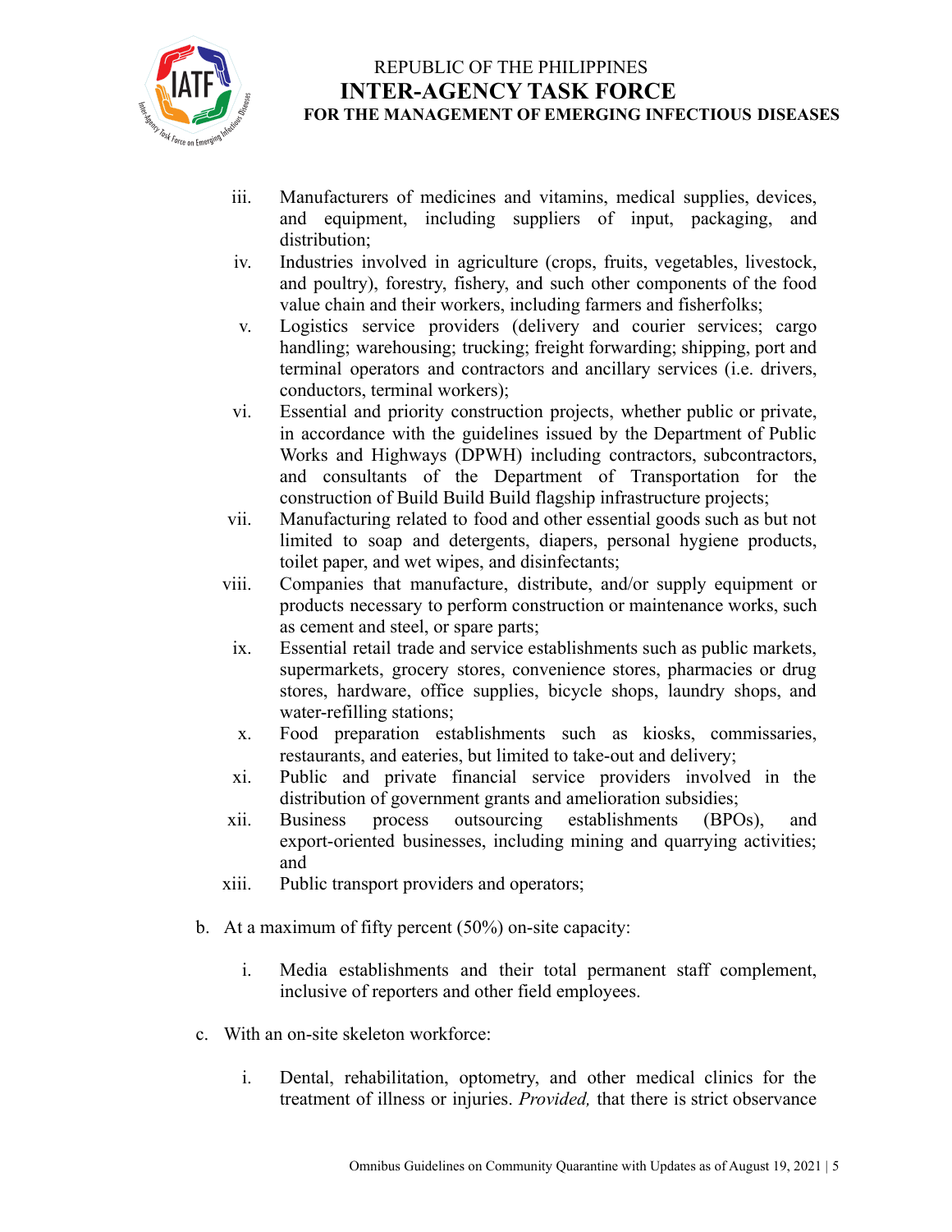iii. Manufacturers of medicines and vitamins, medical supplies, devices, and equipment, including suppliers of input, packaging, and distribution;

iv. Industries involved in agriculture (crops, fruits, vegetables, livestock, and poultry), forestry, fishery, and such other components of the food value chain and their workers, including farmers and fisherfolks;

v. Logistics service providers (delivery and courier services; cargo handling; warehousing; trucking; freight forwarding; shipping, port and terminal operators and contractors and ancillary services (i.e. drivers, conductors, terminal workers);

vi. Essential and priority construction projects, whether public or private, in accordance with the guidelines issued by the Department of Public Works and Highways (DPWH) including contractors, subcontractors, and consultants of the Department of Transportation for the construction of Build Build Build flagship infrastructure projects;

vii. Manufacturing related to food and other essential goods such as but not limited to soap and detergents, diapers, personal hygiene products, toilet paper, and wet wipes, and disinfectants;

viii. Companies that manufacture, distribute, and/or supply equipment or products necessary to perform construction or maintenance works, such as cement and steel, or spare parts;

ix. Essential retail trade and service establishments such as public markets, supermarkets, grocery stores, convenience stores, pharmacies or drug stores, hardware, office supplies, bicycle shops, laundry shops, and water-refilling stations;

x. Food preparation establishments such as kiosks, commissaries, restaurants, and eateries, but limited to take-out and delivery;

xi. Public and private financial service providers involved in the distribution of government grants and amelioration subsidies;

xii. Business process outsourcing establishments (BPOs), and export-oriented businesses, including mining and quarrying activities; and

xiii. Public transport providers and operators;

b. At a maximum of fifty percent (50%) on-site capacity:

   i. Media establishments and their total permanent staff complement, inclusive of reporters and other field employees.

c. With an on-site skeleton workforce:

   i. Dental, rehabilitation, optometry, and other medical clinics for the treatment of illness or injuries. *Provided,* that there is strict observance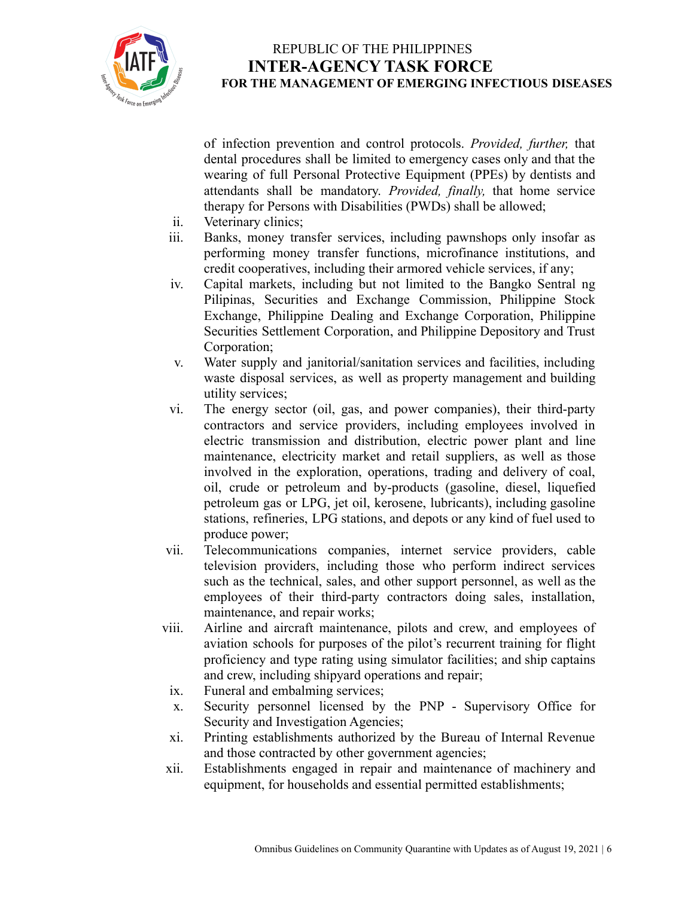of infection prevention and control protocols. *Provided, further,* that dental procedures shall be limited to emergency cases only and that the wearing of full Personal Protective Equipment (PPEs) by dentists and attendants shall be mandatory. *Provided, finally,* that home service therapy for Persons with Disabilities (PWDs) shall be allowed;

ii. Veterinary clinics;

iii. Banks, money transfer services, including pawnshops only insofar as performing money transfer functions, microfinance institutions, and credit cooperatives, including their armored vehicle services, if any;

iv. Capital markets, including but not limited to the Bangko Sentral ng Pilipinas, Securities and Exchange Commission, Philippine Stock Exchange, Philippine Dealing and Exchange Corporation, Philippine Securities Settlement Corporation, and Philippine Depository and Trust Corporation;

v. Water supply and janitorial/sanitation services and facilities, including waste disposal services, as well as property management and building utility services;

vi. The energy sector (oil, gas, and power companies), their third-party contractors and service providers, including employees involved in electric transmission and distribution, electric power plant and line maintenance, electricity market and retail suppliers, as well as those involved in the exploration, operations, trading and delivery of coal, oil, crude or petroleum and by-products (gasoline, diesel, liquefied petroleum gas or LPG, jet oil, kerosene, lubricants), including gasoline stations, refineries, LPG stations, and depots or any kind of fuel used to produce power;

vii. Telecommunications companies, internet service providers, cable television providers, including those who perform indirect services such as the technical, sales, and other support personnel, as well as the employees of their third-party contractors doing sales, installation, maintenance, and repair works;

viii. Airline and aircraft maintenance, pilots and crew, and employees of aviation schools for purposes of the pilot's recurrent training for flight proficiency and type rating using simulator facilities; and ship captains and crew, including shipyard operations and repair;

ix. Funeral and embalming services;

x. Security personnel licensed by the PNP - Supervisory Office for Security and Investigation Agencies;

xi. Printing establishments authorized by the Bureau of Internal Revenue and those contracted by other government agencies;

xii. Establishments engaged in repair and maintenance of machinery and equipment, for households and essential permitted establishments;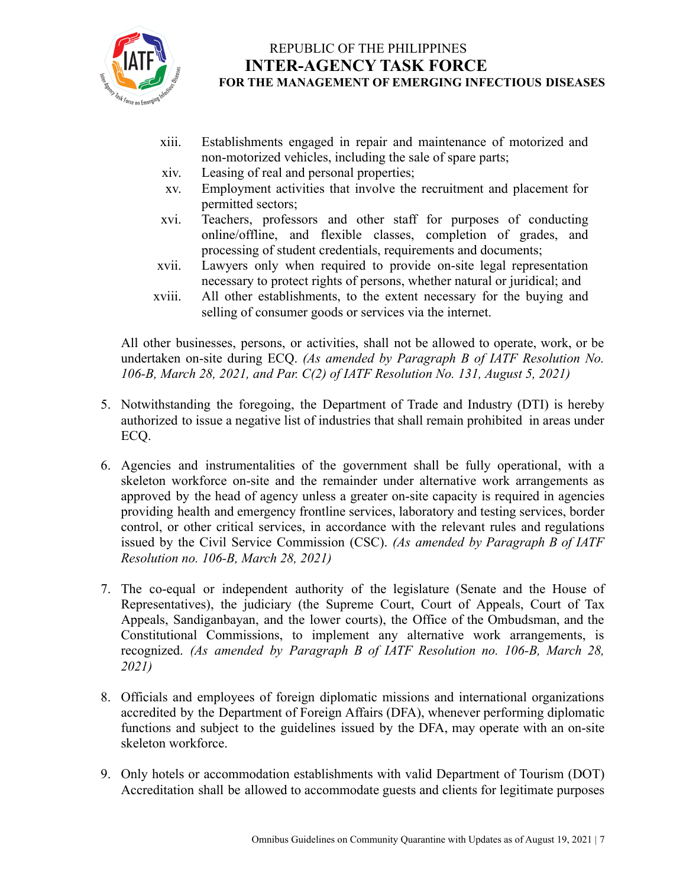xiii. Establishments engaged in repair and maintenance of motorized and non-motorized vehicles, including the sale of spare parts;
xiv. Leasing of real and personal properties;
xv. Employment activities that involve the recruitment and placement for permitted sectors;
xvi. Teachers, professors and other staff for purposes of conducting online/offline, and flexible classes, completion of grades, and processing of student credentials, requirements and documents;
xvii. Lawyers only when required to provide on-site legal representation necessary to protect rights of persons, whether natural or juridical; and
xviii. All other establishments, to the extent necessary for the buying and selling of consumer goods or services via the internet.

All other businesses, persons, or activities, shall not be allowed to operate, work, or be undertaken on-site during ECQ. *(As amended by Paragraph B of IATF Resolution No. 106-B, March 28, 2021, and Par. C(2) of IATF Resolution No. 131, August 5, 2021)*

5. Notwithstanding the foregoing, the Department of Trade and Industry (DTI) is hereby authorized to issue a negative list of industries that shall remain prohibited in areas under ECQ.

6. Agencies and instrumentalities of the government shall be fully operational, with a skeleton workforce on-site and the remainder under alternative work arrangements as approved by the head of agency unless a greater on-site capacity is required in agencies providing health and emergency frontline services, laboratory and testing services, border control, or other critical services, in accordance with the relevant rules and regulations issued by the Civil Service Commission (CSC). *(As amended by Paragraph B of IATF Resolution no. 106-B, March 28, 2021)*

7. The co-equal or independent authority of the legislature (Senate and the House of Representatives), the judiciary (the Supreme Court, Court of Appeals, Court of Tax Appeals, Sandiganbayan, and the lower courts), the Office of the Ombudsman, and the Constitutional Commissions, to implement any alternative work arrangements, is recognized. *(As amended by Paragraph B of IATF Resolution no. 106-B, March 28, 2021)*

8. Officials and employees of foreign diplomatic missions and international organizations accredited by the Department of Foreign Affairs (DFA), whenever performing diplomatic functions and subject to the guidelines issued by the DFA, may operate with an on-site skeleton workforce.

9. Only hotels or accommodation establishments with valid Department of Tourism (DOT) Accreditation shall be allowed to accommodate guests and clients for legitimate purposes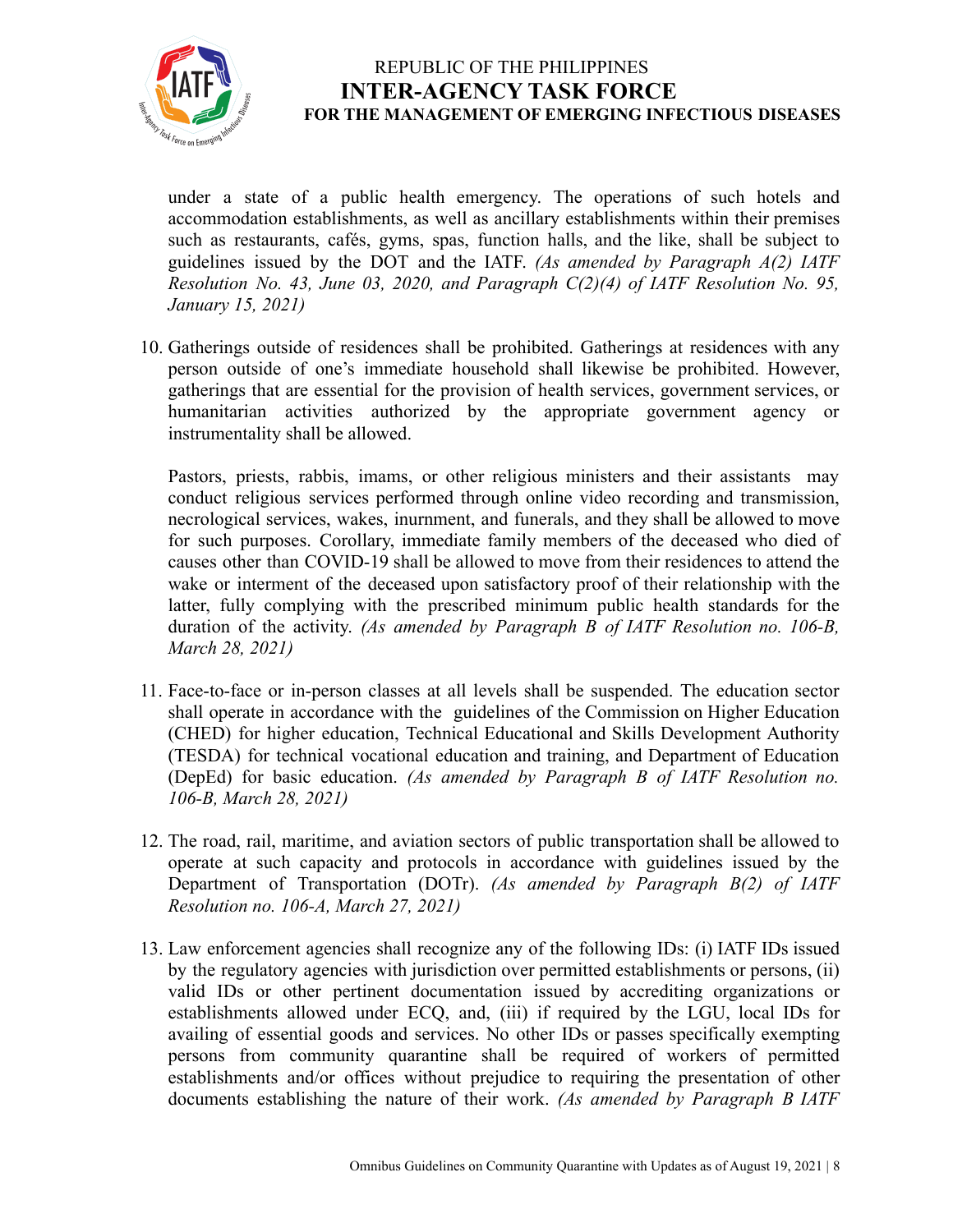under a state of a public health emergency. The operations of such hotels and accommodation establishments, as well as ancillary establishments within their premises such as restaurants, cafés, gyms, spas, function halls, and the like, shall be subject to guidelines issued by the DOT and the IATF. *(As amended by Paragraph A(2) IATF Resolution No. 43, June 03, 2020, and Paragraph C(2)(4) of IATF Resolution No. 95, January 15, 2021)*

10. Gatherings outside of residences shall be prohibited. Gatherings at residences with any person outside of one's immediate household shall likewise be prohibited. However, gatherings that are essential for the provision of health services, government services, or humanitarian activities authorized by the appropriate government agency or instrumentality shall be allowed.

    Pastors, priests, rabbis, imams, or other religious ministers and their assistants may conduct religious services performed through online video recording and transmission, necrological services, wakes, inurnment, and funerals, and they shall be allowed to move for such purposes. Corollary, immediate family members of the deceased who died of causes other than COVID-19 shall be allowed to move from their residences to attend the wake or interment of the deceased upon satisfactory proof of their relationship with the latter, fully complying with the prescribed minimum public health standards for the duration of the activity. *(As amended by Paragraph B of IATF Resolution no. 106-B, March 28, 2021)*

11. Face-to-face or in-person classes at all levels shall be suspended. The education sector shall operate in accordance with the guidelines of the Commission on Higher Education (CHED) for higher education, Technical Educational and Skills Development Authority (TESDA) for technical vocational education and training, and Department of Education (DepEd) for basic education. *(As amended by Paragraph B of IATF Resolution no. 106-B, March 28, 2021)*

12. The road, rail, maritime, and aviation sectors of public transportation shall be allowed to operate at such capacity and protocols in accordance with guidelines issued by the Department of Transportation (DOTr). *(As amended by Paragraph B(2) of IATF Resolution no. 106-A, March 27, 2021)*

13. Law enforcement agencies shall recognize any of the following IDs: (i) IATF IDs issued by the regulatory agencies with jurisdiction over permitted establishments or persons, (ii) valid IDs or other pertinent documentation issued by accrediting organizations or establishments allowed under ECQ, and, (iii) if required by the LGU, local IDs for availing of essential goods and services. No other IDs or passes specifically exempting persons from community quarantine shall be required of workers of permitted establishments and/or offices without prejudice to requiring the presentation of other documents establishing the nature of their work. *(As amended by Paragraph B IATF*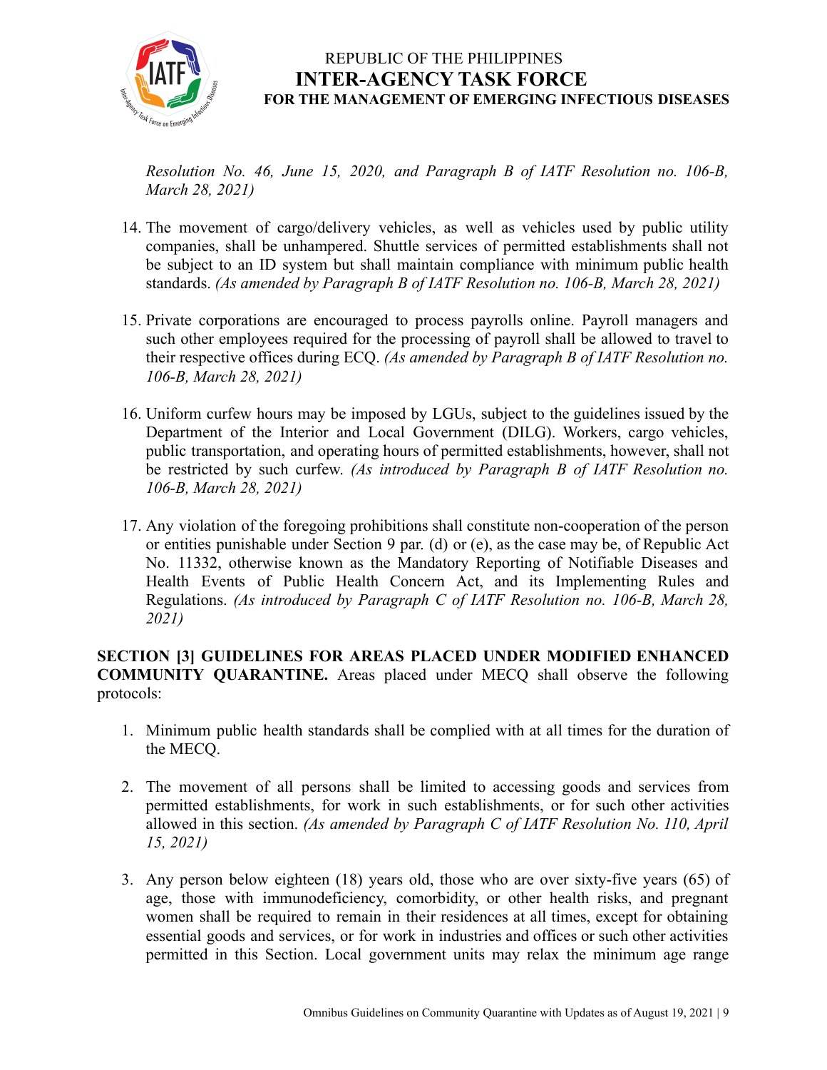*Resolution No. 46, June 15, 2020, and Paragraph B of IATF Resolution no. 106-B, March 28, 2021)*

14. The movement of cargo/delivery vehicles, as well as vehicles used by public utility companies, shall be unhampered. Shuttle services of permitted establishments shall not be subject to an ID system but shall maintain compliance with minimum public health standards. *(As amended by Paragraph B of IATF Resolution no. 106-B, March 28, 2021)*

15. Private corporations are encouraged to process payrolls online. Payroll managers and such other employees required for the processing of payroll shall be allowed to travel to their respective offices during ECQ. *(As amended by Paragraph B of IATF Resolution no. 106-B, March 28, 2021)*

16. Uniform curfew hours may be imposed by LGUs, subject to the guidelines issued by the Department of the Interior and Local Government (DILG). Workers, cargo vehicles, public transportation, and operating hours of permitted establishments, however, shall not be restricted by such curfew. *(As introduced by Paragraph B of IATF Resolution no. 106-B, March 28, 2021)*

17. Any violation of the foregoing prohibitions shall constitute non-cooperation of the person or entities punishable under Section 9 par. (d) or (e), as the case may be, of Republic Act No. 11332, otherwise known as the Mandatory Reporting of Notifiable Diseases and Health Events of Public Health Concern Act, and its Implementing Rules and Regulations. *(As introduced by Paragraph C of IATF Resolution no. 106-B, March 28, 2021)*

**SECTION [3] GUIDELINES FOR AREAS PLACED UNDER MODIFIED ENHANCED COMMUNITY QUARANTINE.** Areas placed under MECQ shall observe the following protocols:

1. Minimum public health standards shall be complied with at all times for the duration of the MECQ.

2. The movement of all persons shall be limited to accessing goods and services from permitted establishments, for work in such establishments, or for such other activities allowed in this section. *(As amended by Paragraph C of IATF Resolution No. 110, April 15, 2021)*

3. Any person below eighteen (18) years old, those who are over sixty-five years (65) of age, those with immunodeficiency, comorbidity, or other health risks, and pregnant women shall be required to remain in their residences at all times, except for obtaining essential goods and services, or for work in industries and offices or such other activities permitted in this Section. Local government units may relax the minimum age range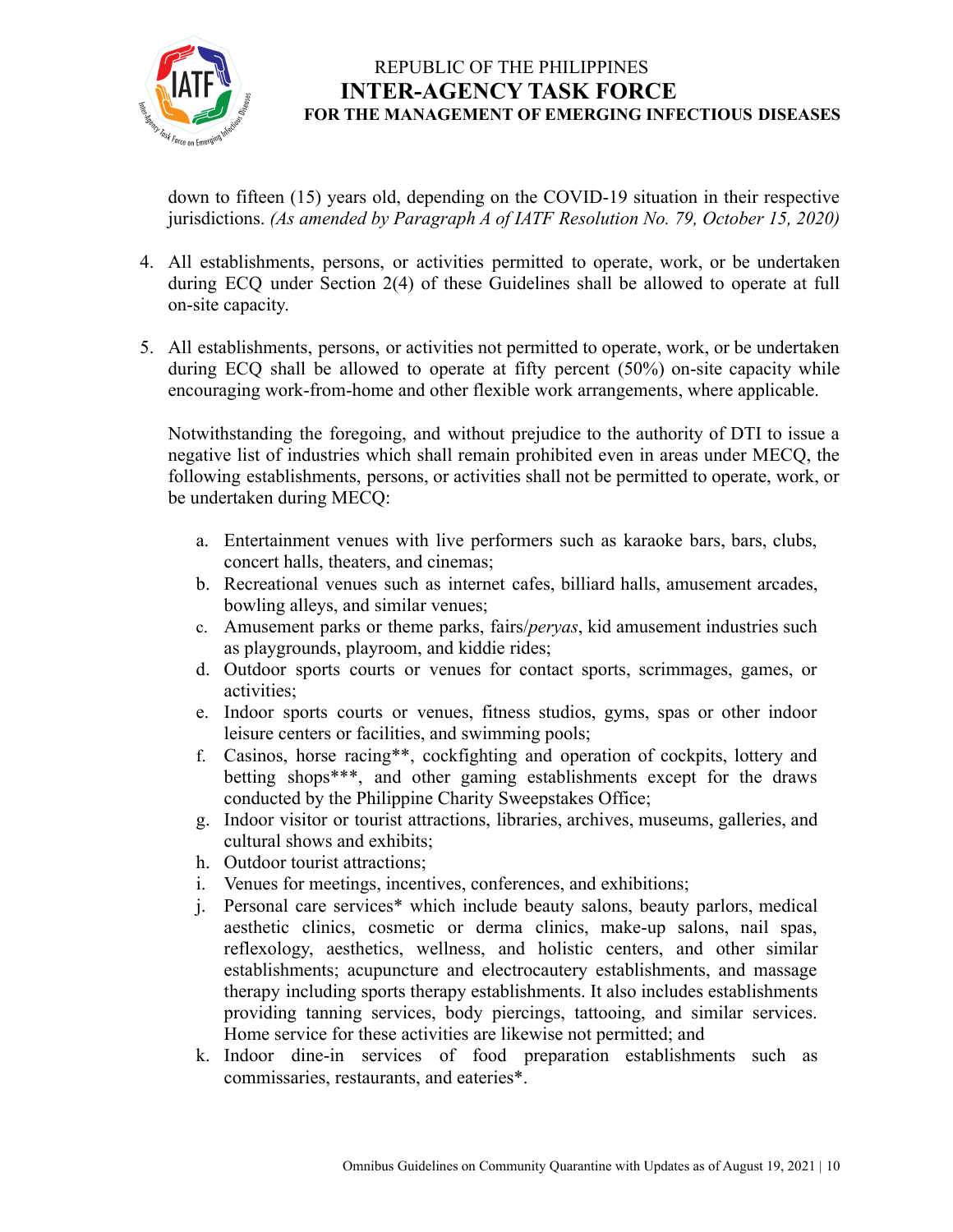down to fifteen (15) years old, depending on the COVID-19 situation in their respective jurisdictions. *(As amended by Paragraph A of IATF Resolution No. 79, October 15, 2020)*

4. All establishments, persons, or activities permitted to operate, work, or be undertaken during ECQ under Section 2(4) of these Guidelines shall be allowed to operate at full on-site capacity.

5. All establishments, persons, or activities not permitted to operate, work, or be undertaken during ECQ shall be allowed to operate at fifty percent (50%) on-site capacity while encouraging work-from-home and other flexible work arrangements, where applicable.

   Notwithstanding the foregoing, and without prejudice to the authority of DTI to issue a negative list of industries which shall remain prohibited even in areas under MECQ, the following establishments, persons, or activities shall not be permitted to operate, work, or be undertaken during MECQ:

   a. Entertainment venues with live performers such as karaoke bars, bars, clubs, concert halls, theaters, and cinemas;
   b. Recreational venues such as internet cafes, billiard halls, amusement arcades, bowling alleys, and similar venues;
   c. Amusement parks or theme parks, fairs/*peryas*, kid amusement industries such as playgrounds, playroom, and kiddie rides;
   d. Outdoor sports courts or venues for contact sports, scrimmages, games, or activities;
   e. Indoor sports courts or venues, fitness studios, gyms, spas or other indoor leisure centers or facilities, and swimming pools;
   f. Casinos, horse racing**, cockfighting and operation of cockpits, lottery and betting shops***, and other gaming establishments except for the draws conducted by the Philippine Charity Sweepstakes Office;
   g. Indoor visitor or tourist attractions, libraries, archives, museums, galleries, and cultural shows and exhibits;
   h. Outdoor tourist attractions;
   i. Venues for meetings, incentives, conferences, and exhibitions;
   j. Personal care services* which include beauty salons, beauty parlors, medical aesthetic clinics, cosmetic or derma clinics, make-up salons, nail spas, reflexology, aesthetics, wellness, and holistic centers, and other similar establishments; acupuncture and electrocautery establishments, and massage therapy including sports therapy establishments. It also includes establishments providing tanning services, body piercings, tattooing, and similar services. Home service for these activities are likewise not permitted; and
   k. Indoor dine-in services of food preparation establishments such as commissaries, restaurants, and eateries*.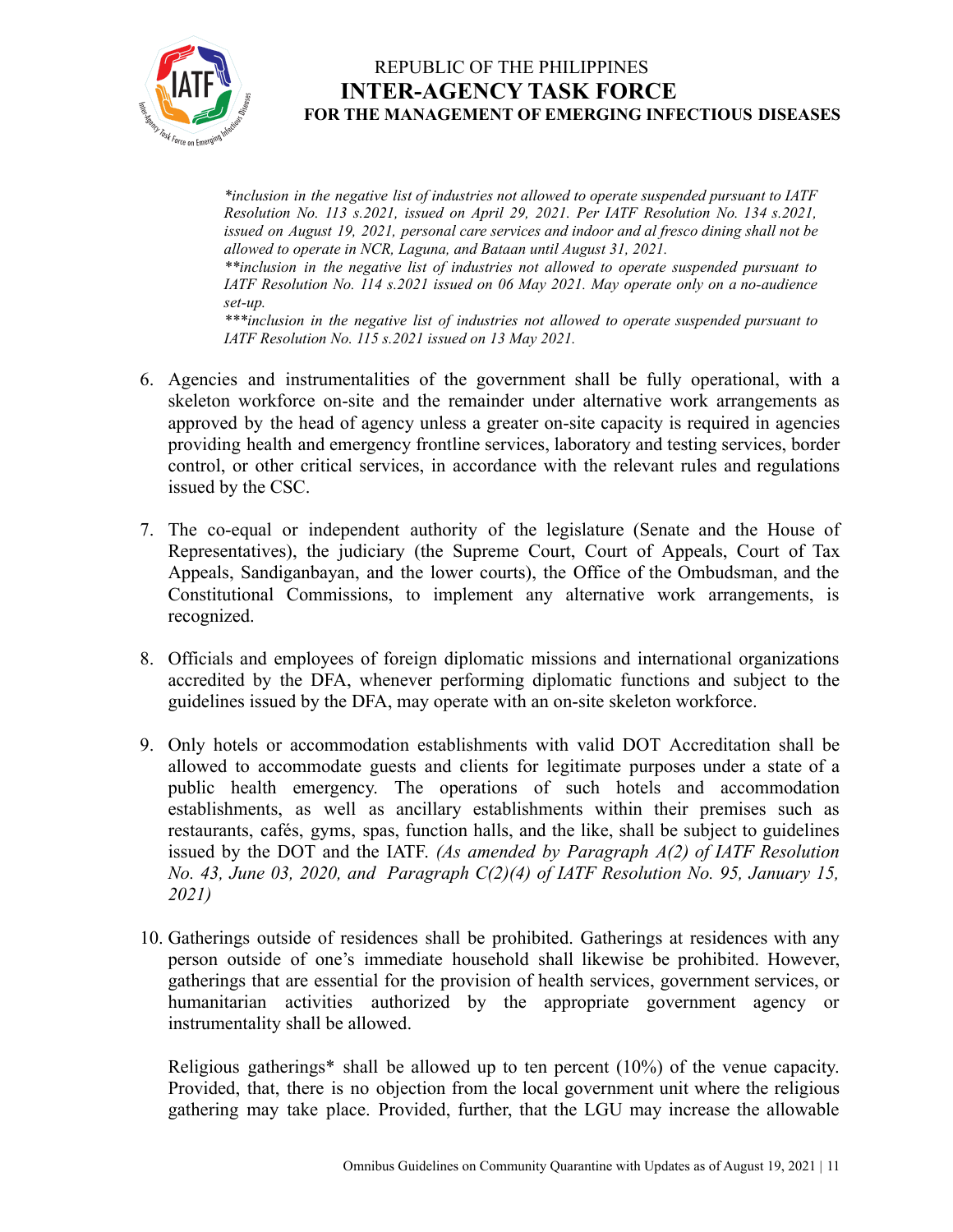*\*inclusion in the negative list of industries not allowed to operate suspended pursuant to IATF Resolution No. 113 s.2021, issued on April 29, 2021. Per IATF Resolution No. 134 s.2021, issued on August 19, 2021, personal care services and indoor and al fresco dining shall not be allowed to operate in NCR, Laguna, and Bataan until August 31, 2021.*

*\*\*inclusion in the negative list of industries not allowed to operate suspended pursuant to IATF Resolution No. 114 s.2021 issued on 06 May 2021. May operate only on a no-audience set-up.*

*\*\*\*inclusion in the negative list of industries not allowed to operate suspended pursuant to IATF Resolution No. 115 s.2021 issued on 13 May 2021.*

6. Agencies and instrumentalities of the government shall be fully operational, with a skeleton workforce on-site and the remainder under alternative work arrangements as approved by the head of agency unless a greater on-site capacity is required in agencies providing health and emergency frontline services, laboratory and testing services, border control, or other critical services, in accordance with the relevant rules and regulations issued by the CSC.

7. The co-equal or independent authority of the legislature (Senate and the House of Representatives), the judiciary (the Supreme Court, Court of Appeals, Court of Tax Appeals, Sandiganbayan, and the lower courts), the Office of the Ombudsman, and the Constitutional Commissions, to implement any alternative work arrangements, is recognized.

8. Officials and employees of foreign diplomatic missions and international organizations accredited by the DFA, whenever performing diplomatic functions and subject to the guidelines issued by the DFA, may operate with an on-site skeleton workforce.

9. Only hotels or accommodation establishments with valid DOT Accreditation shall be allowed to accommodate guests and clients for legitimate purposes under a state of a public health emergency. The operations of such hotels and accommodation establishments, as well as ancillary establishments within their premises such as restaurants, cafés, gyms, spas, function halls, and the like, shall be subject to guidelines issued by the DOT and the IATF. *(As amended by Paragraph A(2) of IATF Resolution No. 43, June 03, 2020, and Paragraph C(2)(4) of IATF Resolution No. 95, January 15, 2021)*

10. Gatherings outside of residences shall be prohibited. Gatherings at residences with any person outside of one's immediate household shall likewise be prohibited. However, gatherings that are essential for the provision of health services, government services, or humanitarian activities authorized by the appropriate government agency or instrumentality shall be allowed.

    Religious gatherings* shall be allowed up to ten percent (10%) of the venue capacity. Provided, that, there is no objection from the local government unit where the religious gathering may take place. Provided, further, that the LGU may increase the allowable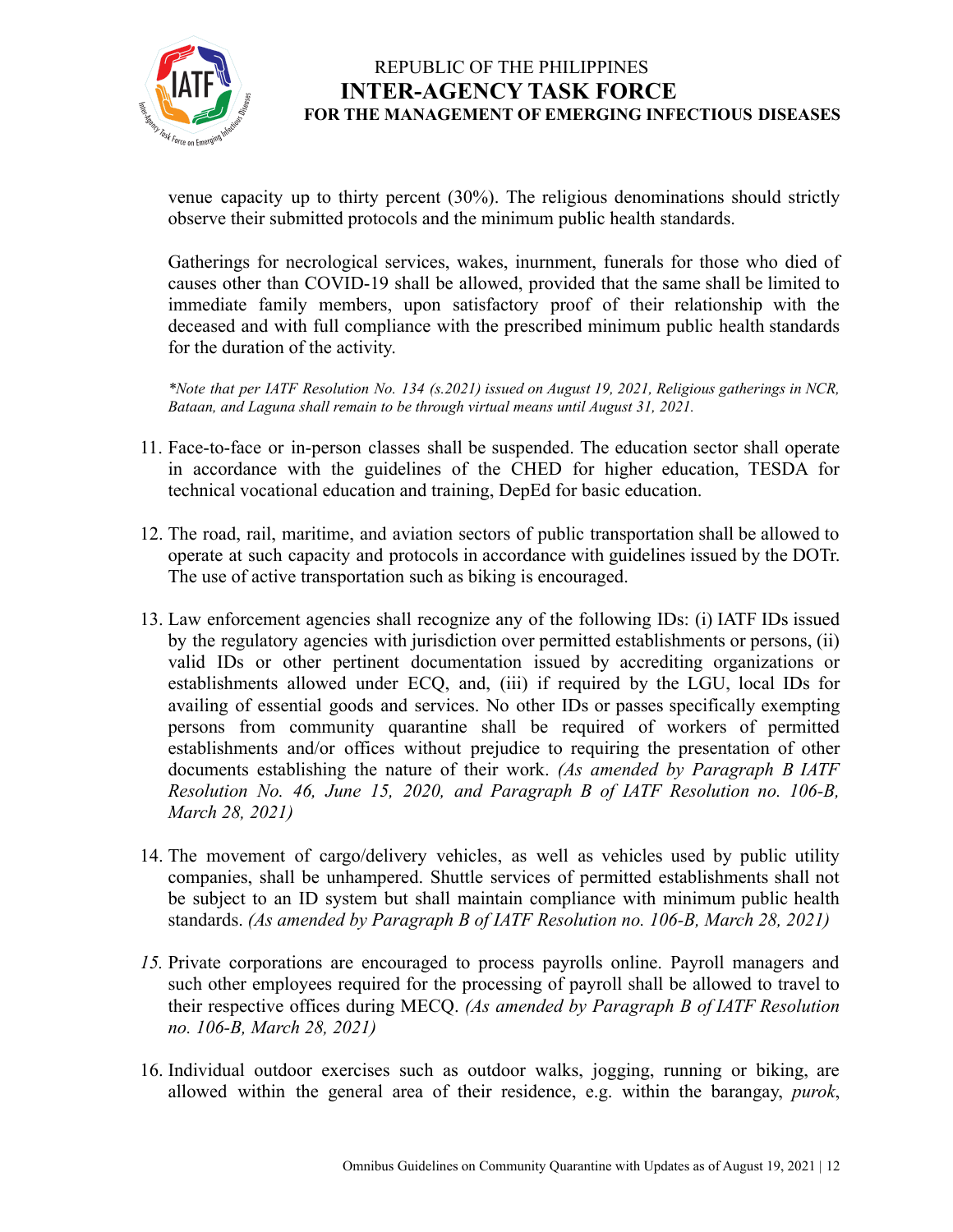venue capacity up to thirty percent (30%). The religious denominations should strictly observe their submitted protocols and the minimum public health standards.

Gatherings for necrological services, wakes, inurnment, funerals for those who died of causes other than COVID-19 shall be allowed, provided that the same shall be limited to immediate family members, upon satisfactory proof of their relationship with the deceased and with full compliance with the prescribed minimum public health standards for the duration of the activity.

*\*Note that per IATF Resolution No. 134 (s.2021) issued on August 19, 2021, Religious gatherings in NCR, Bataan, and Laguna shall remain to be through virtual means until August 31, 2021.*

11. Face-to-face or in-person classes shall be suspended. The education sector shall operate in accordance with the guidelines of the CHED for higher education, TESDA for technical vocational education and training, DepEd for basic education.

12. The road, rail, maritime, and aviation sectors of public transportation shall be allowed to operate at such capacity and protocols in accordance with guidelines issued by the DOTr. The use of active transportation such as biking is encouraged.

13. Law enforcement agencies shall recognize any of the following IDs: (i) IATF IDs issued by the regulatory agencies with jurisdiction over permitted establishments or persons, (ii) valid IDs or other pertinent documentation issued by accrediting organizations or establishments allowed under ECQ, and, (iii) if required by the LGU, local IDs for availing of essential goods and services. No other IDs or passes specifically exempting persons from community quarantine shall be required of workers of permitted establishments and/or offices without prejudice to requiring the presentation of other documents establishing the nature of their work. *(As amended by Paragraph B IATF Resolution No. 46, June 15, 2020, and Paragraph B of IATF Resolution no. 106-B, March 28, 2021)*

14. The movement of cargo/delivery vehicles, as well as vehicles used by public utility companies, shall be unhampered. Shuttle services of permitted establishments shall not be subject to an ID system but shall maintain compliance with minimum public health standards. *(As amended by Paragraph B of IATF Resolution no. 106-B, March 28, 2021)*

15. Private corporations are encouraged to process payrolls online. Payroll managers and such other employees required for the processing of payroll shall be allowed to travel to their respective offices during MECQ. *(As amended by Paragraph B of IATF Resolution no. 106-B, March 28, 2021)*

16. Individual outdoor exercises such as outdoor walks, jogging, running or biking, are allowed within the general area of their residence, e.g. within the barangay, *purok*,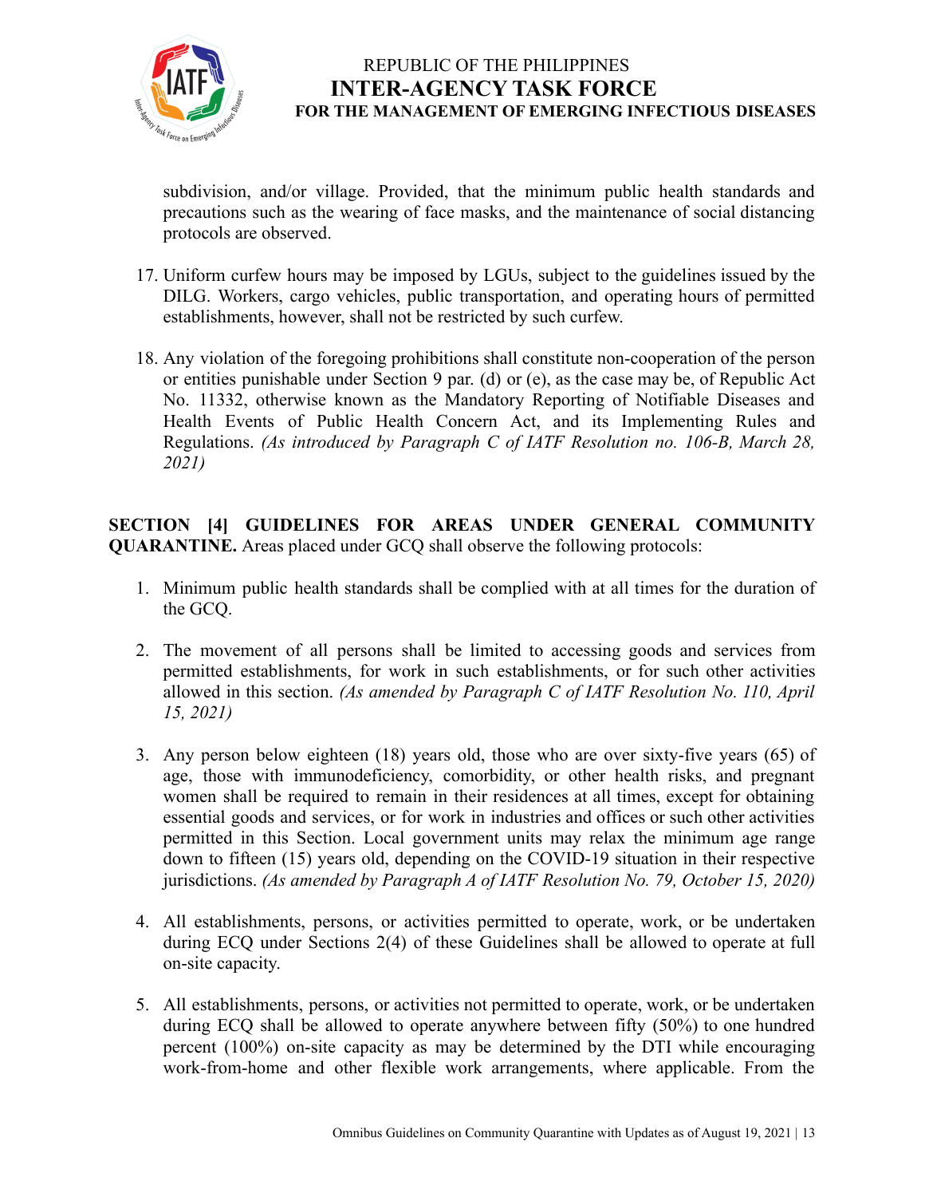subdivision, and/or village. Provided, that the minimum public health standards and precautions such as the wearing of face masks, and the maintenance of social distancing protocols are observed.

17. Uniform curfew hours may be imposed by LGUs, subject to the guidelines issued by the DILG. Workers, cargo vehicles, public transportation, and operating hours of permitted establishments, however, shall not be restricted by such curfew.

18. Any violation of the foregoing prohibitions shall constitute non-cooperation of the person or entities punishable under Section 9 par. (d) or (e), as the case may be, of Republic Act No. 11332, otherwise known as the Mandatory Reporting of Notifiable Diseases and Health Events of Public Health Concern Act, and its Implementing Rules and Regulations. *(As introduced by Paragraph C of IATF Resolution no. 106-B, March 28, 2021)*

**SECTION [4] GUIDELINES FOR AREAS UNDER GENERAL COMMUNITY QUARANTINE.** Areas placed under GCQ shall observe the following protocols:

1. Minimum public health standards shall be complied with at all times for the duration of the GCQ.

2. The movement of all persons shall be limited to accessing goods and services from permitted establishments, for work in such establishments, or for such other activities allowed in this section. *(As amended by Paragraph C of IATF Resolution No. 110, April 15, 2021)*

3. Any person below eighteen (18) years old, those who are over sixty-five years (65) of age, those with immunodeficiency, comorbidity, or other health risks, and pregnant women shall be required to remain in their residences at all times, except for obtaining essential goods and services, or for work in industries and offices or such other activities permitted in this Section. Local government units may relax the minimum age range down to fifteen (15) years old, depending on the COVID-19 situation in their respective jurisdictions. *(As amended by Paragraph A of IATF Resolution No. 79, October 15, 2020)*

4. All establishments, persons, or activities permitted to operate, work, or be undertaken during ECQ under Sections 2(4) of these Guidelines shall be allowed to operate at full on-site capacity.

5. All establishments, persons, or activities not permitted to operate, work, or be undertaken during ECQ shall be allowed to operate anywhere between fifty (50%) to one hundred percent (100%) on-site capacity as may be determined by the DTI while encouraging work-from-home and other flexible work arrangements, where applicable. From the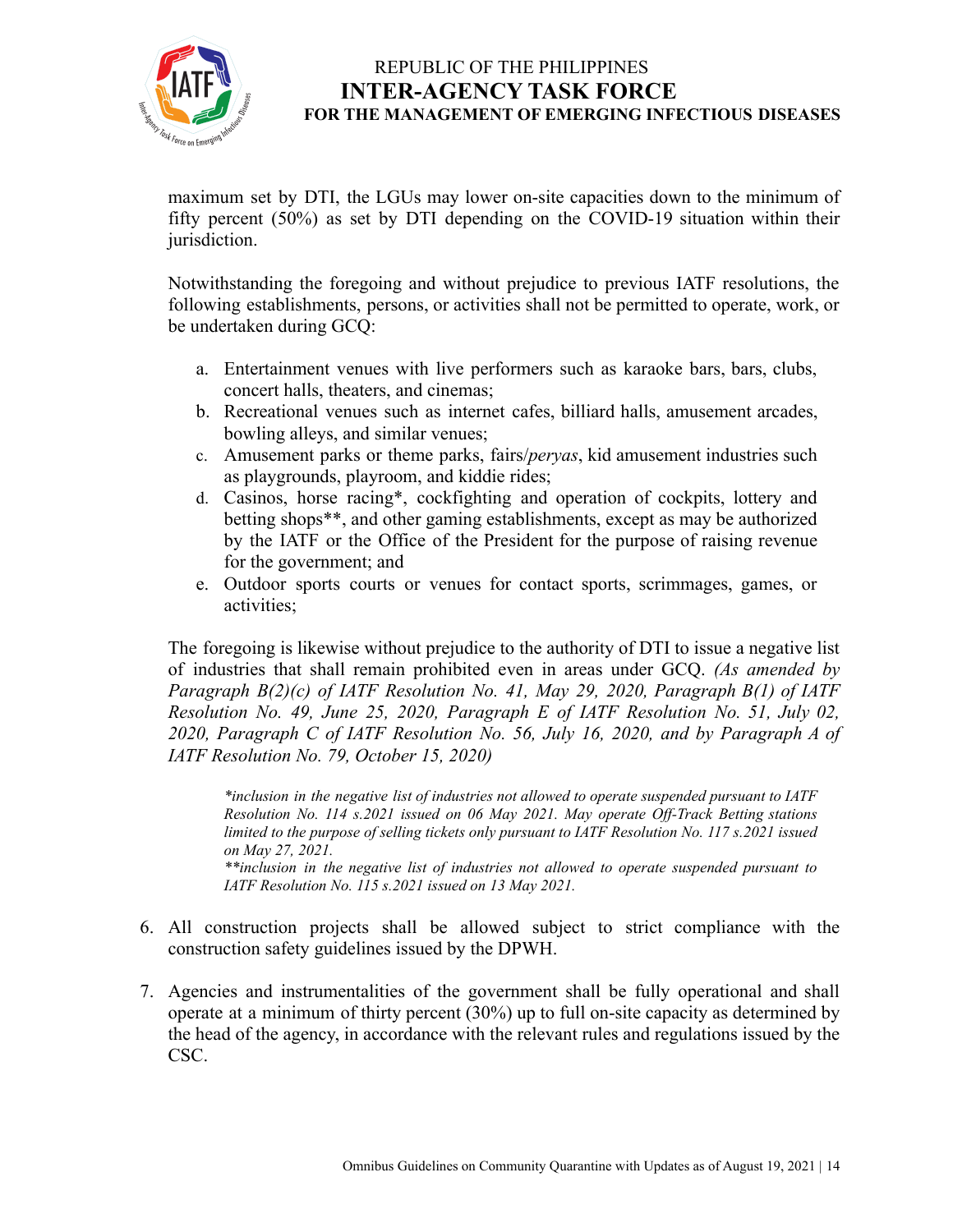maximum set by DTI, the LGUs may lower on-site capacities down to the minimum of fifty percent (50%) as set by DTI depending on the COVID-19 situation within their jurisdiction.

Notwithstanding the foregoing and without prejudice to previous IATF resolutions, the following establishments, persons, or activities shall not be permitted to operate, work, or be undertaken during GCQ:

a. Entertainment venues with live performers such as karaoke bars, bars, clubs, concert halls, theaters, and cinemas;
b. Recreational venues such as internet cafes, billiard halls, amusement arcades, bowling alleys, and similar venues;
c. Amusement parks or theme parks, fairs/*peryas*, kid amusement industries such as playgrounds, playroom, and kiddie rides;
d. Casinos, horse racing*, cockfighting and operation of cockpits, lottery and betting shops**, and other gaming establishments, except as may be authorized by the IATF or the Office of the President for the purpose of raising revenue for the government; and
e. Outdoor sports courts or venues for contact sports, scrimmages, games, or activities;

The foregoing is likewise without prejudice to the authority of DTI to issue a negative list of industries that shall remain prohibited even in areas under GCQ. *(As amended by Paragraph B(2)(c) of IATF Resolution No. 41, May 29, 2020, Paragraph B(1) of IATF Resolution No. 49, June 25, 2020, Paragraph E of IATF Resolution No. 51, July 02, 2020, Paragraph C of IATF Resolution No. 56, July 16, 2020, and by Paragraph A of IATF Resolution No. 79, October 15, 2020)*

> *\*inclusion in the negative list of industries not allowed to operate suspended pursuant to IATF Resolution No. 114 s.2021 issued on 06 May 2021. May operate Off-Track Betting stations limited to the purpose of selling tickets only pursuant to IATF Resolution No. 117 s.2021 issued on May 27, 2021.*
> *\*\*inclusion in the negative list of industries not allowed to operate suspended pursuant to IATF Resolution No. 115 s.2021 issued on 13 May 2021.*

6. All construction projects shall be allowed subject to strict compliance with the construction safety guidelines issued by the DPWH.

7. Agencies and instrumentalities of the government shall be fully operational and shall operate at a minimum of thirty percent (30%) up to full on-site capacity as determined by the head of the agency, in accordance with the relevant rules and regulations issued by the CSC.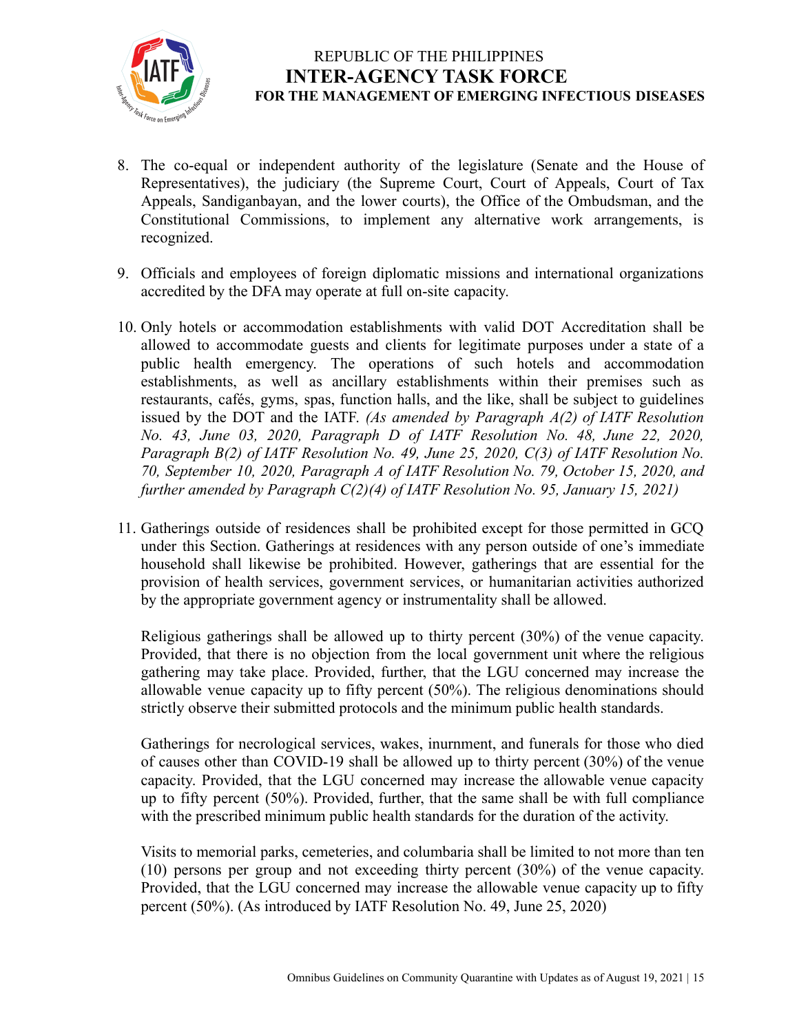8. The co-equal or independent authority of the legislature (Senate and the House of Representatives), the judiciary (the Supreme Court, Court of Appeals, Court of Tax Appeals, Sandiganbayan, and the lower courts), the Office of the Ombudsman, and the Constitutional Commissions, to implement any alternative work arrangements, is recognized.

9. Officials and employees of foreign diplomatic missions and international organizations accredited by the DFA may operate at full on-site capacity.

10. Only hotels or accommodation establishments with valid DOT Accreditation shall be allowed to accommodate guests and clients for legitimate purposes under a state of a public health emergency. The operations of such hotels and accommodation establishments, as well as ancillary establishments within their premises such as restaurants, cafés, gyms, spas, function halls, and the like, shall be subject to guidelines issued by the DOT and the IATF. *(As amended by Paragraph A(2) of IATF Resolution No. 43, June 03, 2020, Paragraph D of IATF Resolution No. 48, June 22, 2020, Paragraph B(2) of IATF Resolution No. 49, June 25, 2020, C(3) of IATF Resolution No. 70, September 10, 2020, Paragraph A of IATF Resolution No. 79, October 15, 2020, and further amended by Paragraph C(2)(4) of IATF Resolution No. 95, January 15, 2021)*

11. Gatherings outside of residences shall be prohibited except for those permitted in GCQ under this Section. Gatherings at residences with any person outside of one's immediate household shall likewise be prohibited. However, gatherings that are essential for the provision of health services, government services, or humanitarian activities authorized by the appropriate government agency or instrumentality shall be allowed.

    Religious gatherings shall be allowed up to thirty percent (30%) of the venue capacity. Provided, that there is no objection from the local government unit where the religious gathering may take place. Provided, further, that the LGU concerned may increase the allowable venue capacity up to fifty percent (50%). The religious denominations should strictly observe their submitted protocols and the minimum public health standards.

    Gatherings for necrological services, wakes, inurnment, and funerals for those who died of causes other than COVID-19 shall be allowed up to thirty percent (30%) of the venue capacity. Provided, that the LGU concerned may increase the allowable venue capacity up to fifty percent (50%). Provided, further, that the same shall be with full compliance with the prescribed minimum public health standards for the duration of the activity.

    Visits to memorial parks, cemeteries, and columbaria shall be limited to not more than ten (10) persons per group and not exceeding thirty percent (30%) of the venue capacity. Provided, that the LGU concerned may increase the allowable venue capacity up to fifty percent (50%). (As introduced by IATF Resolution No. 49, June 25, 2020)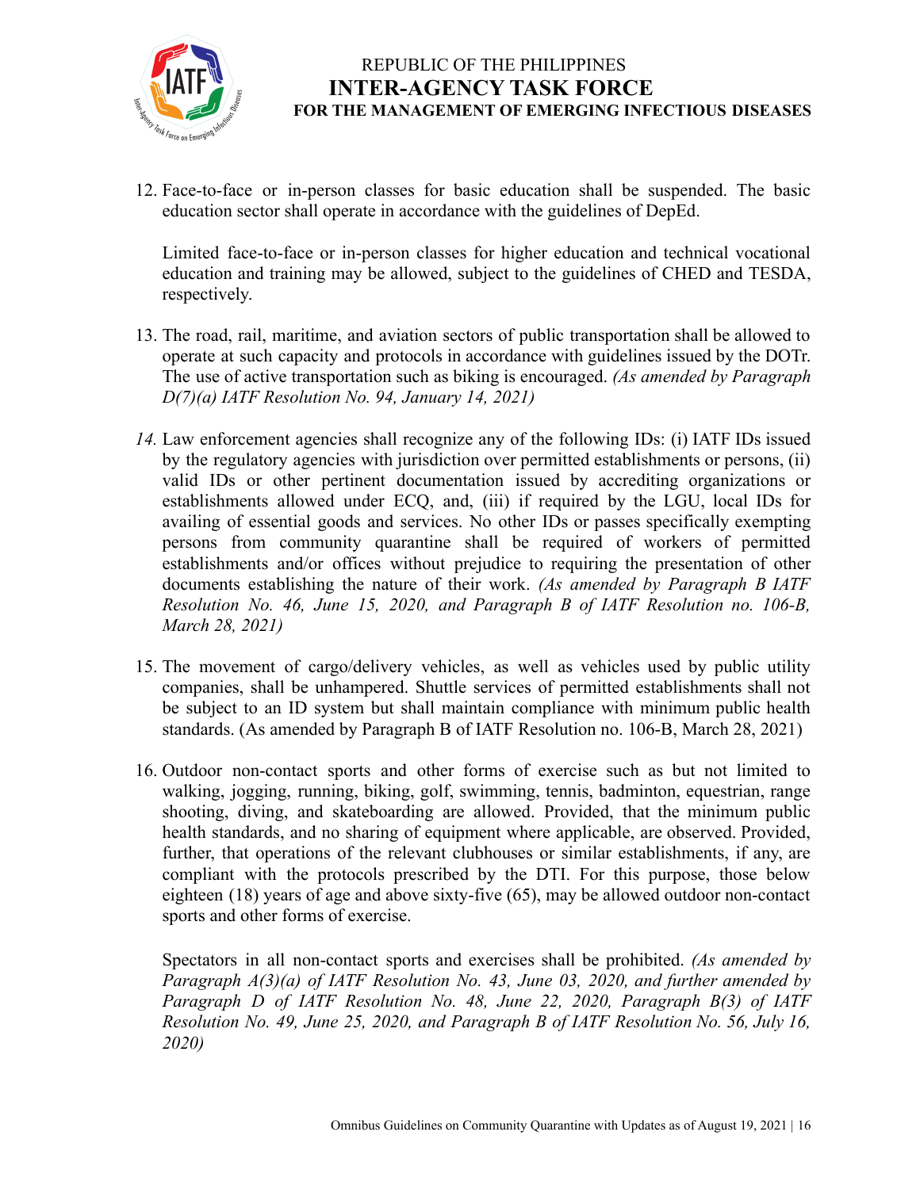12. Face-to-face or in-person classes for basic education shall be suspended. The basic education sector shall operate in accordance with the guidelines of DepEd.

    Limited face-to-face or in-person classes for higher education and technical vocational education and training may be allowed, subject to the guidelines of CHED and TESDA, respectively.

13. The road, rail, maritime, and aviation sectors of public transportation shall be allowed to operate at such capacity and protocols in accordance with guidelines issued by the DOTr. The use of active transportation such as biking is encouraged. *(As amended by Paragraph D(7)(a) IATF Resolution No. 94, January 14, 2021)*

14. Law enforcement agencies shall recognize any of the following IDs: (i) IATF IDs issued by the regulatory agencies with jurisdiction over permitted establishments or persons, (ii) valid IDs or other pertinent documentation issued by accrediting organizations or establishments allowed under ECQ, and, (iii) if required by the LGU, local IDs for availing of essential goods and services. No other IDs or passes specifically exempting persons from community quarantine shall be required of workers of permitted establishments and/or offices without prejudice to requiring the presentation of other documents establishing the nature of their work. *(As amended by Paragraph B IATF Resolution No. 46, June 15, 2020, and Paragraph B of IATF Resolution no. 106-B, March 28, 2021)*

15. The movement of cargo/delivery vehicles, as well as vehicles used by public utility companies, shall be unhampered. Shuttle services of permitted establishments shall not be subject to an ID system but shall maintain compliance with minimum public health standards. (As amended by Paragraph B of IATF Resolution no. 106-B, March 28, 2021)

16. Outdoor non-contact sports and other forms of exercise such as but not limited to walking, jogging, running, biking, golf, swimming, tennis, badminton, equestrian, range shooting, diving, and skateboarding are allowed. Provided, that the minimum public health standards, and no sharing of equipment where applicable, are observed. Provided, further, that operations of the relevant clubhouses or similar establishments, if any, are compliant with the protocols prescribed by the DTI. For this purpose, those below eighteen (18) years of age and above sixty-five (65), may be allowed outdoor non-contact sports and other forms of exercise.

    Spectators in all non-contact sports and exercises shall be prohibited. *(As amended by Paragraph A(3)(a) of IATF Resolution No. 43, June 03, 2020, and further amended by Paragraph D of IATF Resolution No. 48, June 22, 2020, Paragraph B(3) of IATF Resolution No. 49, June 25, 2020, and Paragraph B of IATF Resolution No. 56, July 16, 2020)*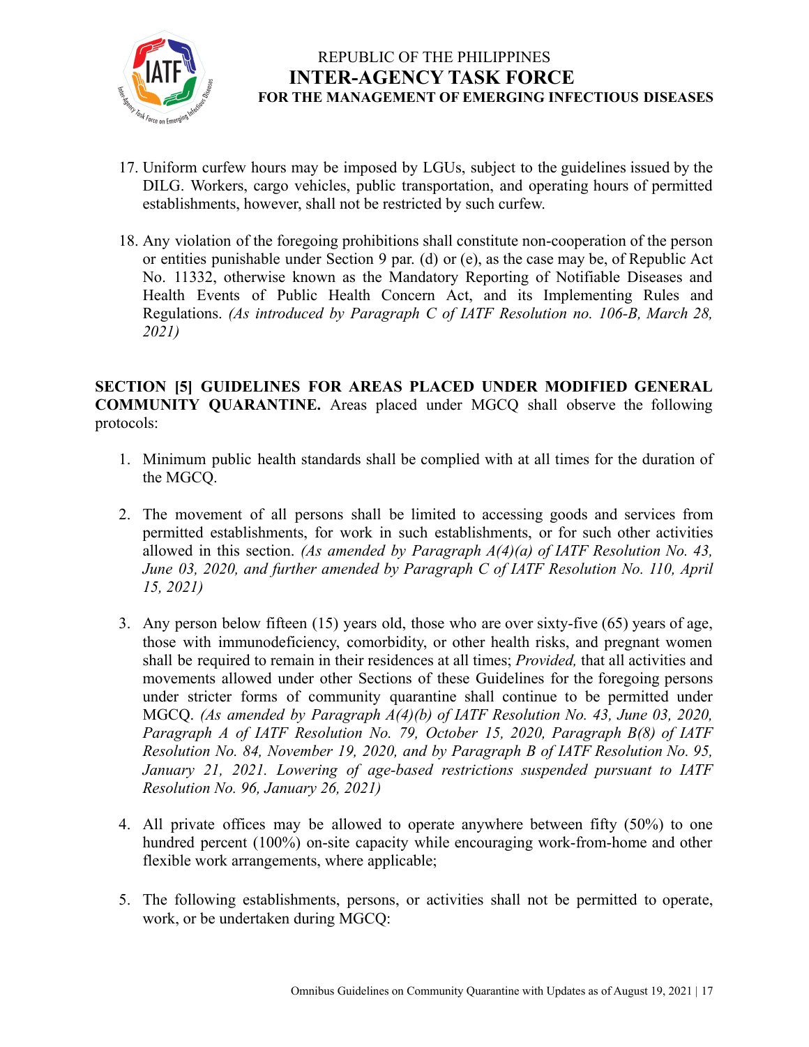17. Uniform curfew hours may be imposed by LGUs, subject to the guidelines issued by the DILG. Workers, cargo vehicles, public transportation, and operating hours of permitted establishments, however, shall not be restricted by such curfew.

18. Any violation of the foregoing prohibitions shall constitute non-cooperation of the person or entities punishable under Section 9 par. (d) or (e), as the case may be, of Republic Act No. 11332, otherwise known as the Mandatory Reporting of Notifiable Diseases and Health Events of Public Health Concern Act, and its Implementing Rules and Regulations. *(As introduced by Paragraph C of IATF Resolution no. 106-B, March 28, 2021)*

**SECTION [5] GUIDELINES FOR AREAS PLACED UNDER MODIFIED GENERAL COMMUNITY QUARANTINE.** Areas placed under MGCQ shall observe the following protocols:

1. Minimum public health standards shall be complied with at all times for the duration of the MGCQ.

2. The movement of all persons shall be limited to accessing goods and services from permitted establishments, for work in such establishments, or for such other activities allowed in this section. *(As amended by Paragraph A(4)(a) of IATF Resolution No. 43, June 03, 2020, and further amended by Paragraph C of IATF Resolution No. 110, April 15, 2021)*

3. Any person below fifteen (15) years old, those who are over sixty-five (65) years of age, those with immunodeficiency, comorbidity, or other health risks, and pregnant women shall be required to remain in their residences at all times; *Provided,* that all activities and movements allowed under other Sections of these Guidelines for the foregoing persons under stricter forms of community quarantine shall continue to be permitted under MGCQ. *(As amended by Paragraph A(4)(b) of IATF Resolution No. 43, June 03, 2020, Paragraph A of IATF Resolution No. 79, October 15, 2020, Paragraph B(8) of IATF Resolution No. 84, November 19, 2020, and by Paragraph B of IATF Resolution No. 95, January 21, 2021. Lowering of age-based restrictions suspended pursuant to IATF Resolution No. 96, January 26, 2021)*

4. All private offices may be allowed to operate anywhere between fifty (50%) to one hundred percent (100%) on-site capacity while encouraging work-from-home and other flexible work arrangements, where applicable;

5. The following establishments, persons, or activities shall not be permitted to operate, work, or be undertaken during MGCQ: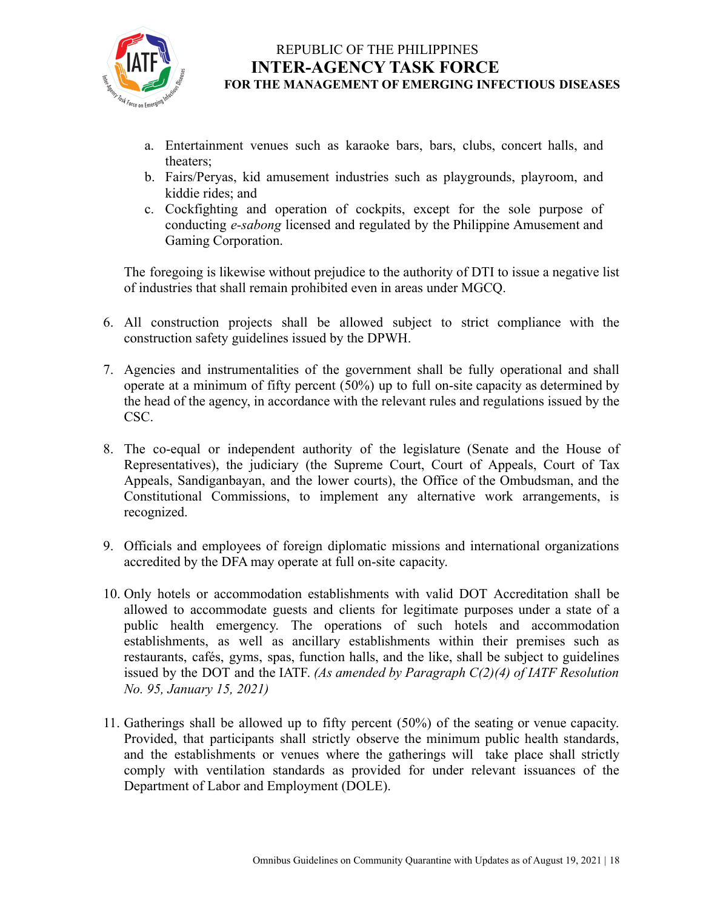a. Entertainment venues such as karaoke bars, bars, clubs, concert halls, and theaters;
b. Fairs/Peryas, kid amusement industries such as playgrounds, playroom, and kiddie rides; and
c. Cockfighting and operation of cockpits, except for the sole purpose of conducting *e-sabong* licensed and regulated by the Philippine Amusement and Gaming Corporation.

The foregoing is likewise without prejudice to the authority of DTI to issue a negative list of industries that shall remain prohibited even in areas under MGCQ.

6. All construction projects shall be allowed subject to strict compliance with the construction safety guidelines issued by the DPWH.

7. Agencies and instrumentalities of the government shall be fully operational and shall operate at a minimum of fifty percent (50%) up to full on-site capacity as determined by the head of the agency, in accordance with the relevant rules and regulations issued by the CSC.

8. The co-equal or independent authority of the legislature (Senate and the House of Representatives), the judiciary (the Supreme Court, Court of Appeals, Court of Tax Appeals, Sandiganbayan, and the lower courts), the Office of the Ombudsman, and the Constitutional Commissions, to implement any alternative work arrangements, is recognized.

9. Officials and employees of foreign diplomatic missions and international organizations accredited by the DFA may operate at full on-site capacity.

10. Only hotels or accommodation establishments with valid DOT Accreditation shall be allowed to accommodate guests and clients for legitimate purposes under a state of a public health emergency. The operations of such hotels and accommodation establishments, as well as ancillary establishments within their premises such as restaurants, cafés, gyms, spas, function halls, and the like, shall be subject to guidelines issued by the DOT and the IATF. *(As amended by Paragraph C(2)(4) of IATF Resolution No. 95, January 15, 2021)*

11. Gatherings shall be allowed up to fifty percent (50%) of the seating or venue capacity. Provided, that participants shall strictly observe the minimum public health standards, and the establishments or venues where the gatherings will take place shall strictly comply with ventilation standards as provided for under relevant issuances of the Department of Labor and Employment (DOLE).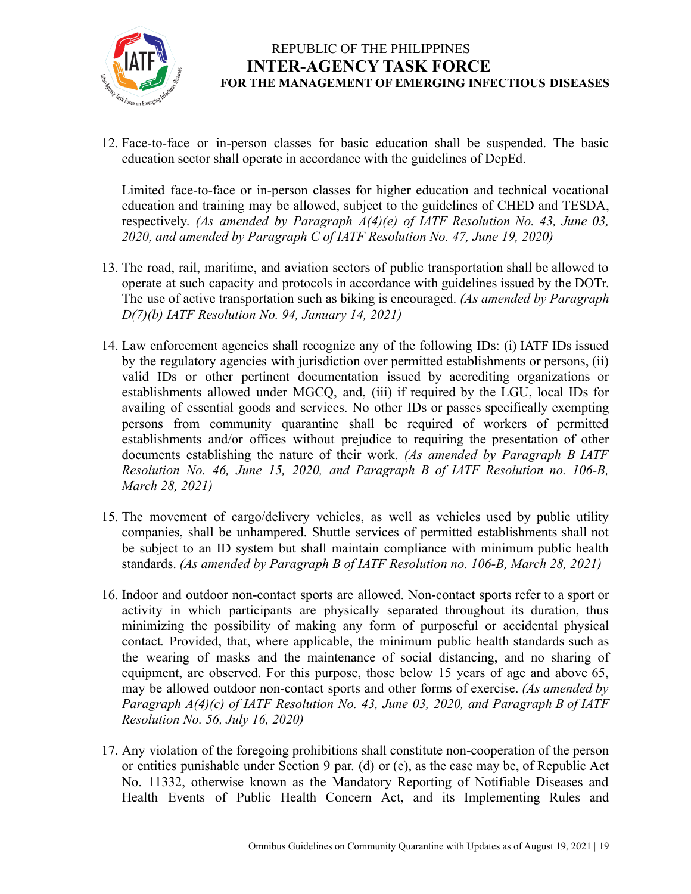12. Face-to-face or in-person classes for basic education shall be suspended. The basic education sector shall operate in accordance with the guidelines of DepEd.

    Limited face-to-face or in-person classes for higher education and technical vocational education and training may be allowed, subject to the guidelines of CHED and TESDA, respectively. *(As amended by Paragraph A(4)(e) of IATF Resolution No. 43, June 03, 2020, and amended by Paragraph C of IATF Resolution No. 47, June 19, 2020)*

13. The road, rail, maritime, and aviation sectors of public transportation shall be allowed to operate at such capacity and protocols in accordance with guidelines issued by the DOTr. The use of active transportation such as biking is encouraged. *(As amended by Paragraph D(7)(b) IATF Resolution No. 94, January 14, 2021)*

14. Law enforcement agencies shall recognize any of the following IDs: (i) IATF IDs issued by the regulatory agencies with jurisdiction over permitted establishments or persons, (ii) valid IDs or other pertinent documentation issued by accrediting organizations or establishments allowed under MGCQ, and, (iii) if required by the LGU, local IDs for availing of essential goods and services. No other IDs or passes specifically exempting persons from community quarantine shall be required of workers of permitted establishments and/or offices without prejudice to requiring the presentation of other documents establishing the nature of their work. *(As amended by Paragraph B IATF Resolution No. 46, June 15, 2020, and Paragraph B of IATF Resolution no. 106-B, March 28, 2021)*

15. The movement of cargo/delivery vehicles, as well as vehicles used by public utility companies, shall be unhampered. Shuttle services of permitted establishments shall not be subject to an ID system but shall maintain compliance with minimum public health standards. *(As amended by Paragraph B of IATF Resolution no. 106-B, March 28, 2021)*

16. Indoor and outdoor non-contact sports are allowed. Non-contact sports refer to a sport or activity in which participants are physically separated throughout its duration, thus minimizing the possibility of making any form of purposeful or accidental physical contact*.* Provided, that, where applicable, the minimum public health standards such as the wearing of masks and the maintenance of social distancing, and no sharing of equipment, are observed. For this purpose, those below 15 years of age and above 65, may be allowed outdoor non-contact sports and other forms of exercise. *(As amended by Paragraph A(4)(c) of IATF Resolution No. 43, June 03, 2020, and Paragraph B of IATF Resolution No. 56, July 16, 2020)*

17. Any violation of the foregoing prohibitions shall constitute non-cooperation of the person or entities punishable under Section 9 par. (d) or (e), as the case may be, of Republic Act No. 11332, otherwise known as the Mandatory Reporting of Notifiable Diseases and Health Events of Public Health Concern Act, and its Implementing Rules and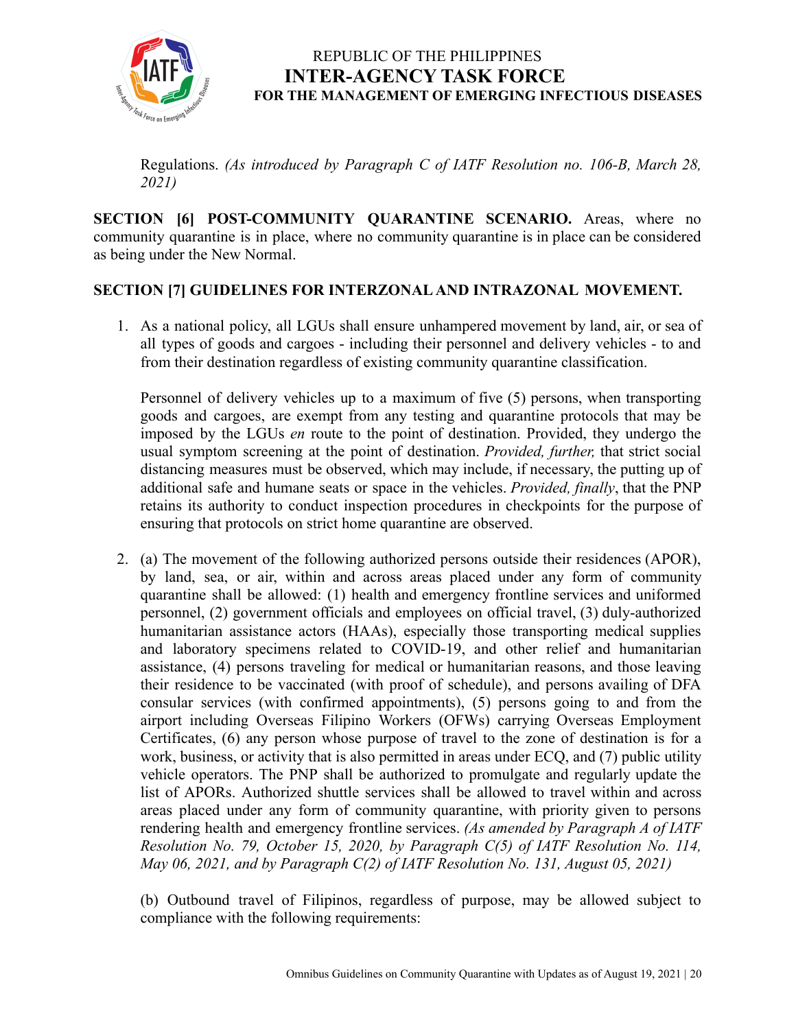Regulations. *(As introduced by Paragraph C of IATF Resolution no. 106-B, March 28, 2021)*

**SECTION [6] POST-COMMUNITY QUARANTINE SCENARIO.** Areas, where no community quarantine is in place, where no community quarantine is in place can be considered as being under the New Normal.

**SECTION [7] GUIDELINES FOR INTERZONAL AND INTRAZONAL MOVEMENT.**

1. As a national policy, all LGUs shall ensure unhampered movement by land, air, or sea of all types of goods and cargoes - including their personnel and delivery vehicles - to and from their destination regardless of existing community quarantine classification.

   Personnel of delivery vehicles up to a maximum of five (5) persons, when transporting goods and cargoes, are exempt from any testing and quarantine protocols that may be imposed by the LGUs *en* route to the point of destination. Provided, they undergo the usual symptom screening at the point of destination. *Provided, further,* that strict social distancing measures must be observed, which may include, if necessary, the putting up of additional safe and humane seats or space in the vehicles. *Provided, finally*, that the PNP retains its authority to conduct inspection procedures in checkpoints for the purpose of ensuring that protocols on strict home quarantine are observed.

2. (a) The movement of the following authorized persons outside their residences (APOR), by land, sea, or air, within and across areas placed under any form of community quarantine shall be allowed: (1) health and emergency frontline services and uniformed personnel, (2) government officials and employees on official travel, (3) duly-authorized humanitarian assistance actors (HAAs), especially those transporting medical supplies and laboratory specimens related to COVID-19, and other relief and humanitarian assistance, (4) persons traveling for medical or humanitarian reasons, and those leaving their residence to be vaccinated (with proof of schedule), and persons availing of DFA consular services (with confirmed appointments), (5) persons going to and from the airport including Overseas Filipino Workers (OFWs) carrying Overseas Employment Certificates, (6) any person whose purpose of travel to the zone of destination is for a work, business, or activity that is also permitted in areas under ECQ, and (7) public utility vehicle operators. The PNP shall be authorized to promulgate and regularly update the list of APORs. Authorized shuttle services shall be allowed to travel within and across areas placed under any form of community quarantine, with priority given to persons rendering health and emergency frontline services. *(As amended by Paragraph A of IATF Resolution No. 79, October 15, 2020, by Paragraph C(5) of IATF Resolution No. 114, May 06, 2021, and by Paragraph C(2) of IATF Resolution No. 131, August 05, 2021)*

   (b) Outbound travel of Filipinos, regardless of purpose, may be allowed subject to compliance with the following requirements: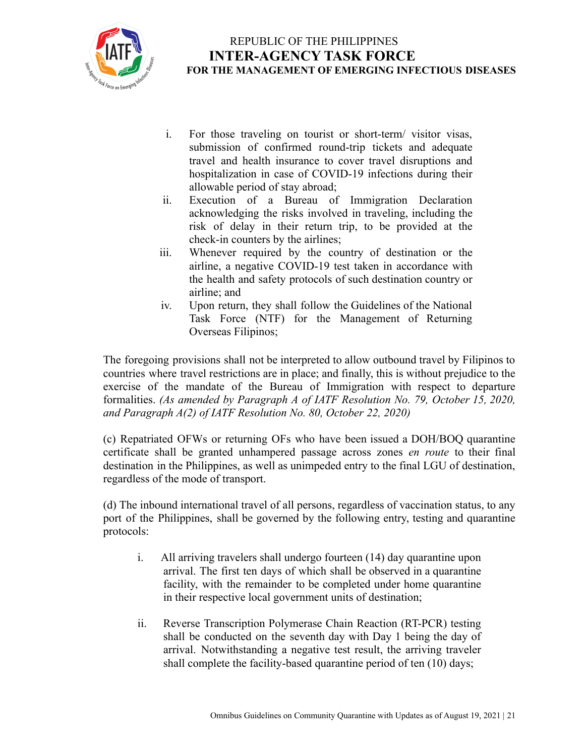i. For those traveling on tourist or short-term/ visitor visas, submission of confirmed round-trip tickets and adequate travel and health insurance to cover travel disruptions and hospitalization in case of COVID-19 infections during their allowable period of stay abroad;
ii. Execution of a Bureau of Immigration Declaration acknowledging the risks involved in traveling, including the risk of delay in their return trip, to be provided at the check-in counters by the airlines;
iii. Whenever required by the country of destination or the airline, a negative COVID-19 test taken in accordance with the health and safety protocols of such destination country or airline; and
iv. Upon return, they shall follow the Guidelines of the National Task Force (NTF) for the Management of Returning Overseas Filipinos;

The foregoing provisions shall not be interpreted to allow outbound travel by Filipinos to countries where travel restrictions are in place; and finally, this is without prejudice to the exercise of the mandate of the Bureau of Immigration with respect to departure formalities. *(As amended by Paragraph A of IATF Resolution No. 79, October 15, 2020, and Paragraph A(2) of IATF Resolution No. 80, October 22, 2020)*

(c) Repatriated OFWs or returning OFs who have been issued a DOH/BOQ quarantine certificate shall be granted unhampered passage across zones *en route* to their final destination in the Philippines, as well as unimpeded entry to the final LGU of destination, regardless of the mode of transport.

(d) The inbound international travel of all persons, regardless of vaccination status, to any port of the Philippines, shall be governed by the following entry, testing and quarantine protocols:

i. All arriving travelers shall undergo fourteen (14) day quarantine upon arrival. The first ten days of which shall be observed in a quarantine facility, with the remainder to be completed under home quarantine in their respective local government units of destination;

ii. Reverse Transcription Polymerase Chain Reaction (RT-PCR) testing shall be conducted on the seventh day with Day 1 being the day of arrival. Notwithstanding a negative test result, the arriving traveler shall complete the facility-based quarantine period of ten (10) days;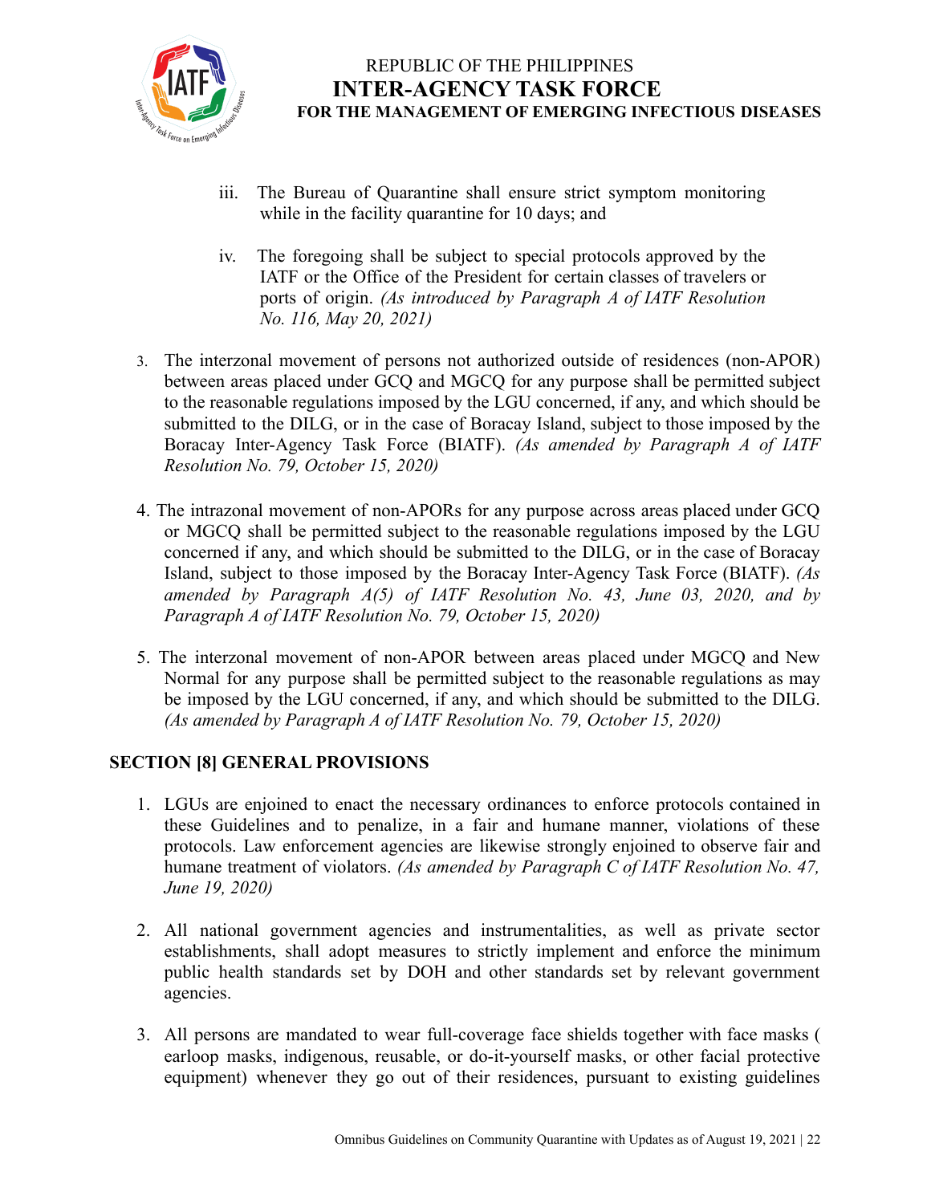iii. The Bureau of Quarantine shall ensure strict symptom monitoring while in the facility quarantine for 10 days; and

iv. The foregoing shall be subject to special protocols approved by the IATF or the Office of the President for certain classes of travelers or ports of origin. *(As introduced by Paragraph A of IATF Resolution No. 116, May 20, 2021)*

3. The interzonal movement of persons not authorized outside of residences (non-APOR) between areas placed under GCQ and MGCQ for any purpose shall be permitted subject to the reasonable regulations imposed by the LGU concerned, if any, and which should be submitted to the DILG, or in the case of Boracay Island, subject to those imposed by the Boracay Inter-Agency Task Force (BIATF). *(As amended by Paragraph A of IATF Resolution No. 79, October 15, 2020)*

4. The intrazonal movement of non-APORs for any purpose across areas placed under GCQ or MGCQ shall be permitted subject to the reasonable regulations imposed by the LGU concerned if any, and which should be submitted to the DILG, or in the case of Boracay Island, subject to those imposed by the Boracay Inter-Agency Task Force (BIATF). *(As amended by Paragraph A(5) of IATF Resolution No. 43, June 03, 2020, and by Paragraph A of IATF Resolution No. 79, October 15, 2020)*

5. The interzonal movement of non-APOR between areas placed under MGCQ and New Normal for any purpose shall be permitted subject to the reasonable regulations as may be imposed by the LGU concerned, if any, and which should be submitted to the DILG. *(As amended by Paragraph A of IATF Resolution No. 79, October 15, 2020)*

## SECTION [8] GENERAL PROVISIONS

1. LGUs are enjoined to enact the necessary ordinances to enforce protocols contained in these Guidelines and to penalize, in a fair and humane manner, violations of these protocols. Law enforcement agencies are likewise strongly enjoined to observe fair and humane treatment of violators. *(As amended by Paragraph C of IATF Resolution No. 47, June 19, 2020)*

2. All national government agencies and instrumentalities, as well as private sector establishments, shall adopt measures to strictly implement and enforce the minimum public health standards set by DOH and other standards set by relevant government agencies.

3. All persons are mandated to wear full-coverage face shields together with face masks ( earloop masks, indigenous, reusable, or do-it-yourself masks, or other facial protective equipment) whenever they go out of their residences, pursuant to existing guidelines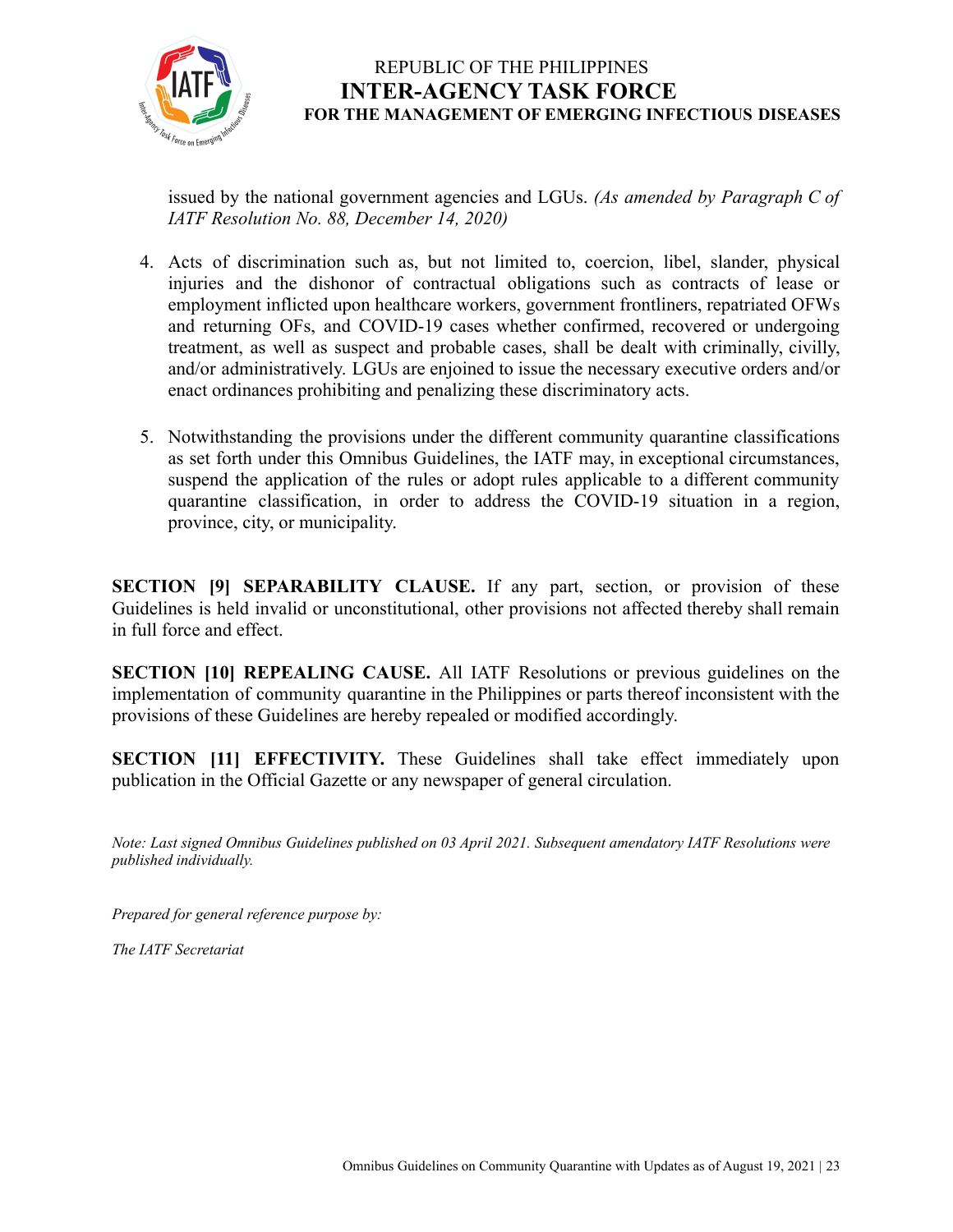issued by the national government agencies and LGUs. *(As amended by Paragraph C of IATF Resolution No. 88, December 14, 2020)*

4. Acts of discrimination such as, but not limited to, coercion, libel, slander, physical injuries and the dishonor of contractual obligations such as contracts of lease or employment inflicted upon healthcare workers, government frontliners, repatriated OFWs and returning OFs, and COVID-19 cases whether confirmed, recovered or undergoing treatment, as well as suspect and probable cases, shall be dealt with criminally, civilly, and/or administratively. LGUs are enjoined to issue the necessary executive orders and/or enact ordinances prohibiting and penalizing these discriminatory acts.

5. Notwithstanding the provisions under the different community quarantine classifications as set forth under this Omnibus Guidelines, the IATF may, in exceptional circumstances, suspend the application of the rules or adopt rules applicable to a different community quarantine classification, in order to address the COVID-19 situation in a region, province, city, or municipality.

**SECTION [9] SEPARABILITY CLAUSE.** If any part, section, or provision of these Guidelines is held invalid or unconstitutional, other provisions not affected thereby shall remain in full force and effect.

**SECTION [10] REPEALING CAUSE.** All IATF Resolutions or previous guidelines on the implementation of community quarantine in the Philippines or parts thereof inconsistent with the provisions of these Guidelines are hereby repealed or modified accordingly.

**SECTION [11] EFFECTIVITY.** These Guidelines shall take effect immediately upon publication in the Official Gazette or any newspaper of general circulation.

*Note: Last signed Omnibus Guidelines published on 03 April 2021. Subsequent amendatory IATF Resolutions were published individually.*

*Prepared for general reference purpose by:*

*The IATF Secretariat*